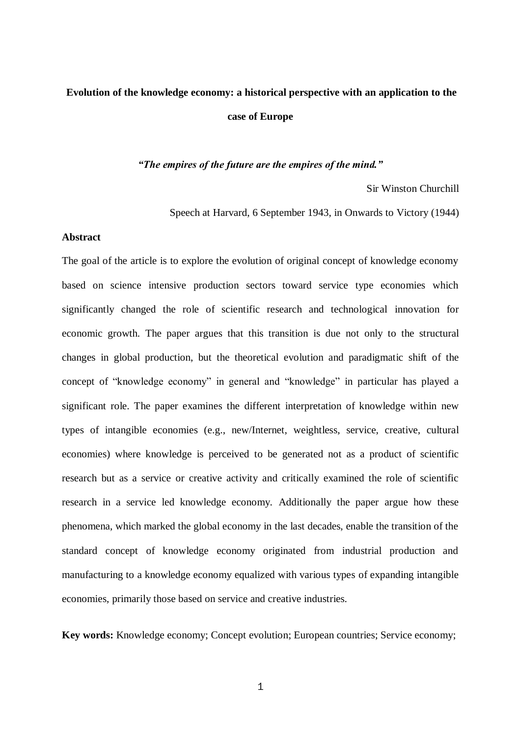# Evolution of the knowledge economy: a historical perspective with an application to the case of Europe

***"The empires of the future are the empires of the mind."***

Sir Winston Churchill

Speech at Harvard, 6 September 1943, in Onwards to Victory (1944)

**Abstract**

The goal of the article is to explore the evolution of original concept of knowledge economy based on science intensive production sectors toward service type economies which significantly changed the role of scientific research and technological innovation for economic growth. The paper argues that this transition is due not only to the structural changes in global production, but the theoretical evolution and paradigmatic shift of the concept of "knowledge economy" in general and "knowledge" in particular has played a significant role. The paper examines the different interpretation of knowledge within new types of intangible economies (e.g., new/Internet, weightless, service, creative, cultural economies) where knowledge is perceived to be generated not as a product of scientific research but as a service or creative activity and critically examined the role of scientific research in a service led knowledge economy. Additionally the paper argue how these phenomena, which marked the global economy in the last decades, enable the transition of the standard concept of knowledge economy originated from industrial production and manufacturing to a knowledge economy equalized with various types of expanding intangible economies, primarily those based on service and creative industries.

**Key words:** Knowledge economy; Concept evolution; European countries; Service economy;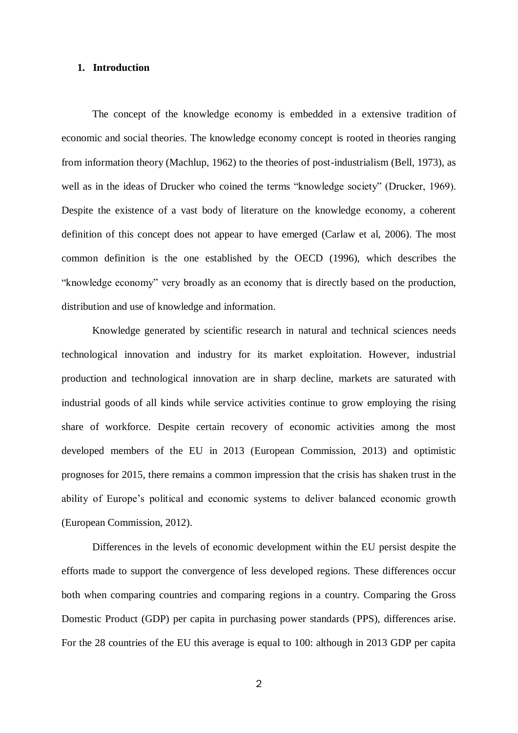## 1. Introduction

The concept of the knowledge economy is embedded in a extensive tradition of economic and social theories. The knowledge economy concept is rooted in theories ranging from information theory (Machlup, 1962) to the theories of post-industrialism (Bell, 1973), as well as in the ideas of Drucker who coined the terms "knowledge society" (Drucker, 1969). Despite the existence of a vast body of literature on the knowledge economy, a coherent definition of this concept does not appear to have emerged (Carlaw et al, 2006). The most common definition is the one established by the OECD (1996), which describes the "knowledge economy" very broadly as an economy that is directly based on the production, distribution and use of knowledge and information.

Knowledge generated by scientific research in natural and technical sciences needs technological innovation and industry for its market exploitation. However, industrial production and technological innovation are in sharp decline, markets are saturated with industrial goods of all kinds while service activities continue to grow employing the rising share of workforce. Despite certain recovery of economic activities among the most developed members of the EU in 2013 (European Commission, 2013) and optimistic prognoses for 2015, there remains a common impression that the crisis has shaken trust in the ability of Europe's political and economic systems to deliver balanced economic growth (European Commission, 2012).

Differences in the levels of economic development within the EU persist despite the efforts made to support the convergence of less developed regions. These differences occur both when comparing countries and comparing regions in a country. Comparing the Gross Domestic Product (GDP) per capita in purchasing power standards (PPS), differences arise. For the 28 countries of the EU this average is equal to 100: although in 2013 GDP per capita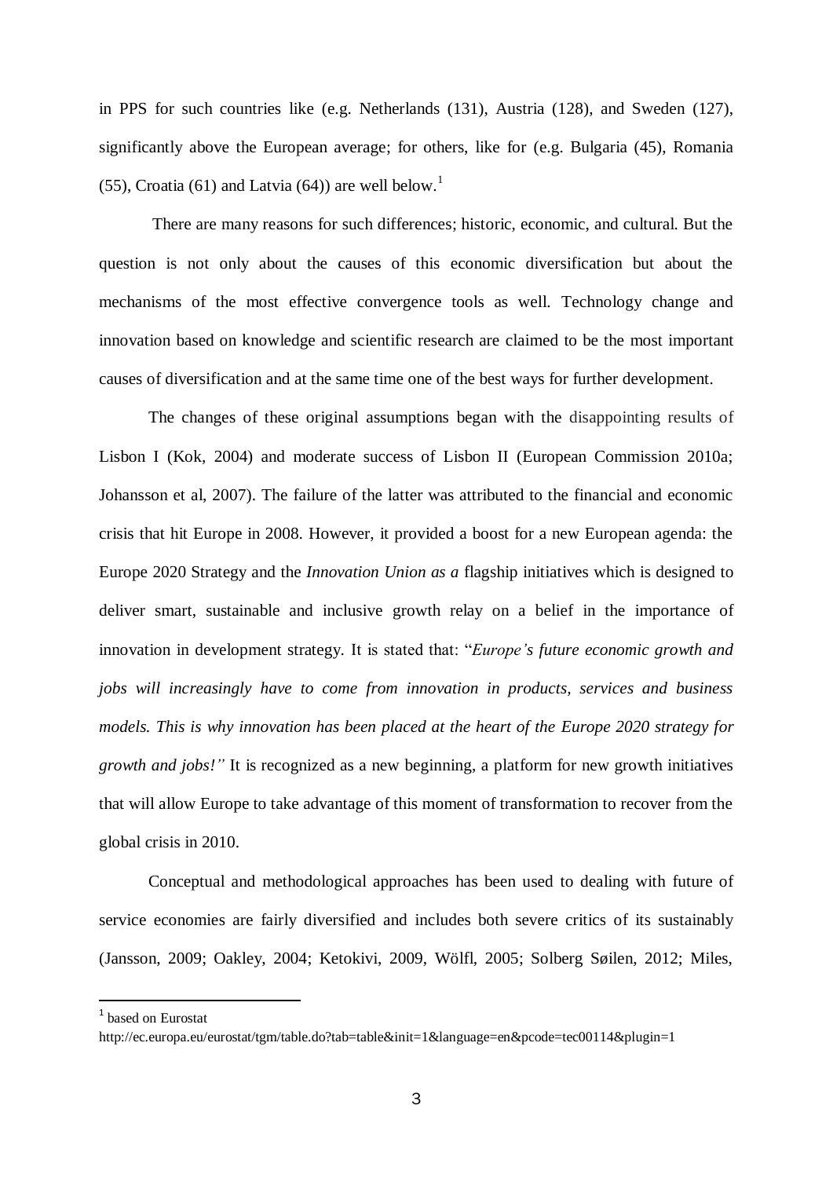in PPS for such countries like (e.g. Netherlands (131), Austria (128), and Sweden (127), significantly above the European average; for others, like for (e.g. Bulgaria (45), Romania (55), Croatia (61) and Latvia (64)) are well below.[1]

There are many reasons for such differences; historic, economic, and cultural. But the question is not only about the causes of this economic diversification but about the mechanisms of the most effective convergence tools as well. Technology change and innovation based on knowledge and scientific research are claimed to be the most important causes of diversification and at the same time one of the best ways for further development.

The changes of these original assumptions began with the disappointing results of Lisbon I (Kok, 2004) and moderate success of Lisbon II (European Commission 2010a; Johansson et al, 2007). The failure of the latter was attributed to the financial and economic crisis that hit Europe in 2008. However, it provided a boost for a new European agenda: the Europe 2020 Strategy and the *Innovation Union as a* flagship initiatives which is designed to deliver smart, sustainable and inclusive growth relay on a belief in the importance of innovation in development strategy. It is stated that: "*Europe's future economic growth and jobs will increasingly have to come from innovation in products, services and business models. This is why innovation has been placed at the heart of the Europe 2020 strategy for growth and jobs!"* It is recognized as a new beginning, a platform for new growth initiatives that will allow Europe to take advantage of this moment of transformation to recover from the global crisis in 2010.

Conceptual and methodological approaches has been used to dealing with future of service economies are fairly diversified and includes both severe critics of its sustainably (Jansson, 2009; Oakley, 2004; Ketokivi, 2009, Wölfl, 2005; Solberg Søilen, 2012; Miles,

---

[1] based on Eurostat
http://ec.europa.eu/eurostat/tgm/table.do?tab=table&init=1&language=en&pcode=tec00114&plugin=1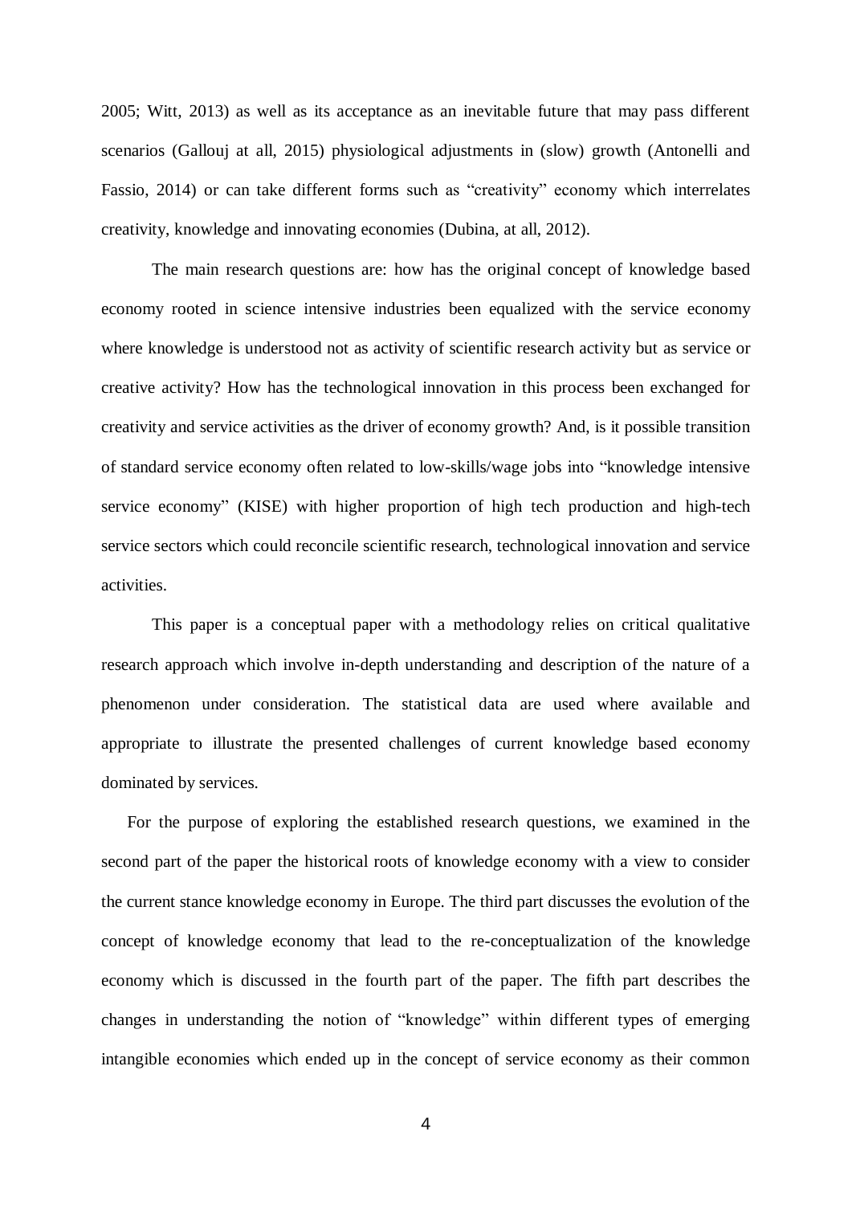2005; Witt, 2013) as well as its acceptance as an inevitable future that may pass different scenarios (Gallouj at all, 2015) physiological adjustments in (slow) growth (Antonelli and Fassio, 2014) or can take different forms such as "creativity" economy which interrelates creativity, knowledge and innovating economies (Dubina, at all, 2012).

The main research questions are: how has the original concept of knowledge based economy rooted in science intensive industries been equalized with the service economy where knowledge is understood not as activity of scientific research activity but as service or creative activity? How has the technological innovation in this process been exchanged for creativity and service activities as the driver of economy growth? And, is it possible transition of standard service economy often related to low-skills/wage jobs into "knowledge intensive service economy" (KISE) with higher proportion of high tech production and high-tech service sectors which could reconcile scientific research, technological innovation and service activities.

This paper is a conceptual paper with a methodology relies on critical qualitative research approach which involve in-depth understanding and description of the nature of a phenomenon under consideration. The statistical data are used where available and appropriate to illustrate the presented challenges of current knowledge based economy dominated by services.

For the purpose of exploring the established research questions, we examined in the second part of the paper the historical roots of knowledge economy with a view to consider the current stance knowledge economy in Europe. The third part discusses the evolution of the concept of knowledge economy that lead to the re-conceptualization of the knowledge economy which is discussed in the fourth part of the paper. The fifth part describes the changes in understanding the notion of "knowledge" within different types of emerging intangible economies which ended up in the concept of service economy as their common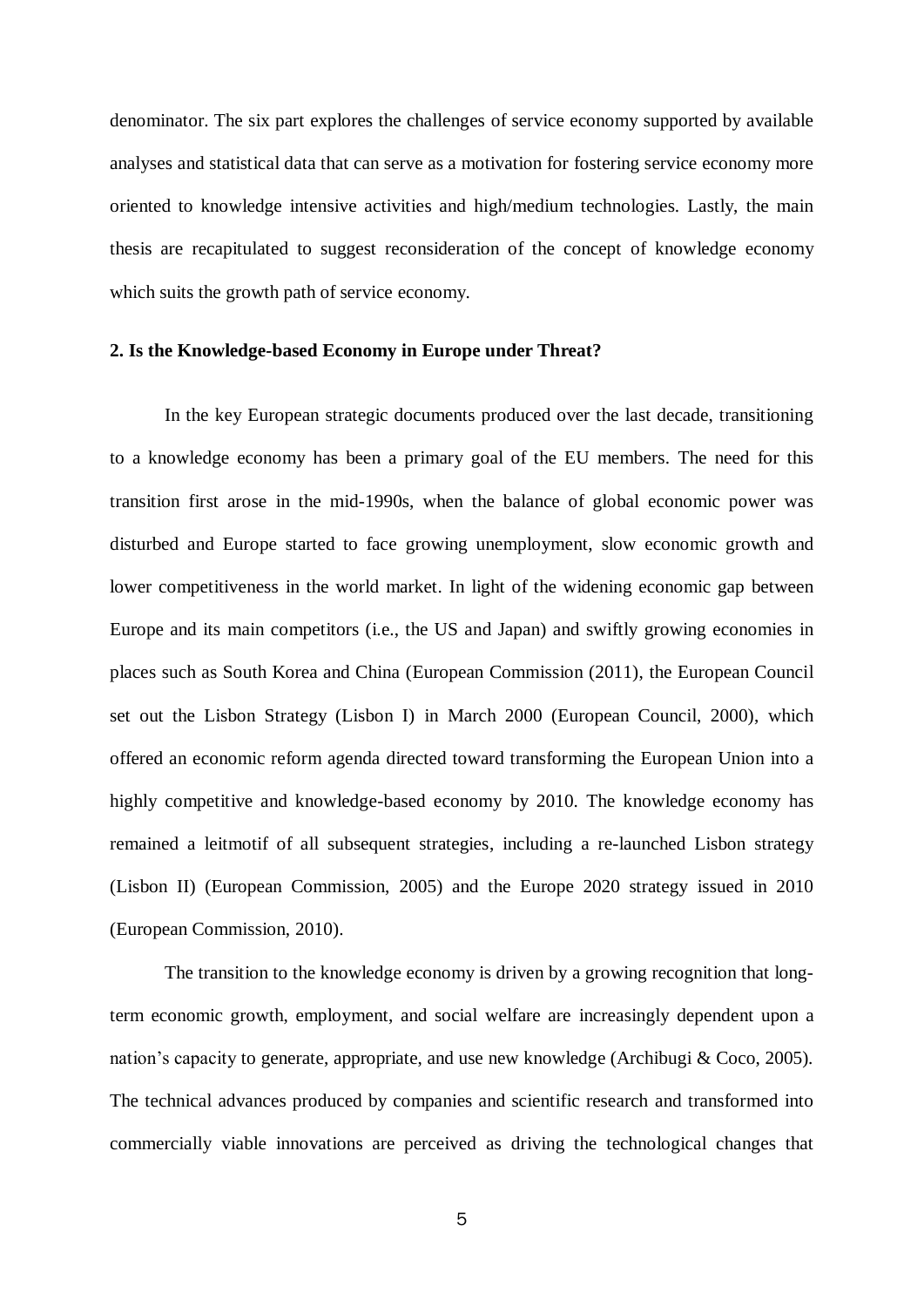denominator. The six part explores the challenges of service economy supported by available analyses and statistical data that can serve as a motivation for fostering service economy more oriented to knowledge intensive activities and high/medium technologies. Lastly, the main thesis are recapitulated to suggest reconsideration of the concept of knowledge economy which suits the growth path of service economy.

## 2. Is the Knowledge-based Economy in Europe under Threat?

In the key European strategic documents produced over the last decade, transitioning to a knowledge economy has been a primary goal of the EU members. The need for this transition first arose in the mid-1990s, when the balance of global economic power was disturbed and Europe started to face growing unemployment, slow economic growth and lower competitiveness in the world market. In light of the widening economic gap between Europe and its main competitors (i.e., the US and Japan) and swiftly growing economies in places such as South Korea and China (European Commission (2011), the European Council set out the Lisbon Strategy (Lisbon I) in March 2000 (European Council, 2000), which offered an economic reform agenda directed toward transforming the European Union into a highly competitive and knowledge-based economy by 2010. The knowledge economy has remained a leitmotif of all subsequent strategies, including a re-launched Lisbon strategy (Lisbon II) (European Commission, 2005) and the Europe 2020 strategy issued in 2010 (European Commission, 2010).

The transition to the knowledge economy is driven by a growing recognition that long-term economic growth, employment, and social welfare are increasingly dependent upon a nation's capacity to generate, appropriate, and use new knowledge (Archibugi & Coco, 2005). The technical advances produced by companies and scientific research and transformed into commercially viable innovations are perceived as driving the technological changes that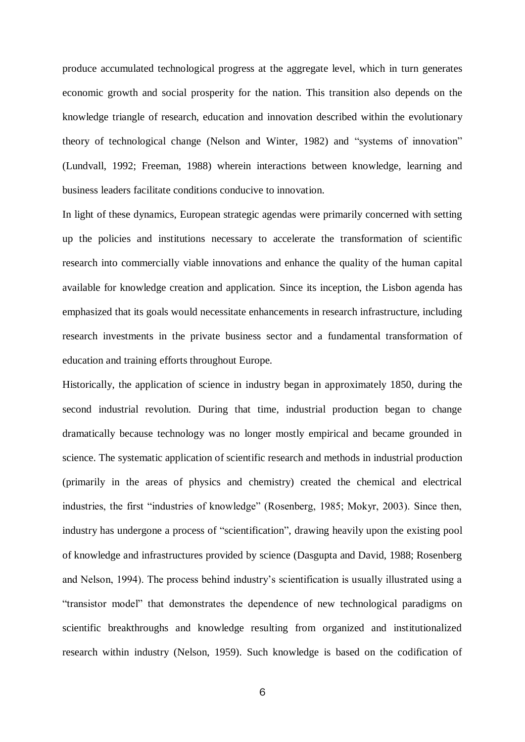produce accumulated technological progress at the aggregate level, which in turn generates economic growth and social prosperity for the nation. This transition also depends on the knowledge triangle of research, education and innovation described within the evolutionary theory of technological change (Nelson and Winter, 1982) and "systems of innovation" (Lundvall, 1992; Freeman, 1988) wherein interactions between knowledge, learning and business leaders facilitate conditions conducive to innovation.

In light of these dynamics, European strategic agendas were primarily concerned with setting up the policies and institutions necessary to accelerate the transformation of scientific research into commercially viable innovations and enhance the quality of the human capital available for knowledge creation and application. Since its inception, the Lisbon agenda has emphasized that its goals would necessitate enhancements in research infrastructure, including research investments in the private business sector and a fundamental transformation of education and training efforts throughout Europe.

Historically, the application of science in industry began in approximately 1850, during the second industrial revolution. During that time, industrial production began to change dramatically because technology was no longer mostly empirical and became grounded in science. The systematic application of scientific research and methods in industrial production (primarily in the areas of physics and chemistry) created the chemical and electrical industries, the first "industries of knowledge" (Rosenberg, 1985; Mokyr, 2003). Since then, industry has undergone a process of "scientification", drawing heavily upon the existing pool of knowledge and infrastructures provided by science (Dasgupta and David, 1988; Rosenberg and Nelson, 1994). The process behind industry's scientification is usually illustrated using a "transistor model" that demonstrates the dependence of new technological paradigms on scientific breakthroughs and knowledge resulting from organized and institutionalized research within industry (Nelson, 1959). Such knowledge is based on the codification of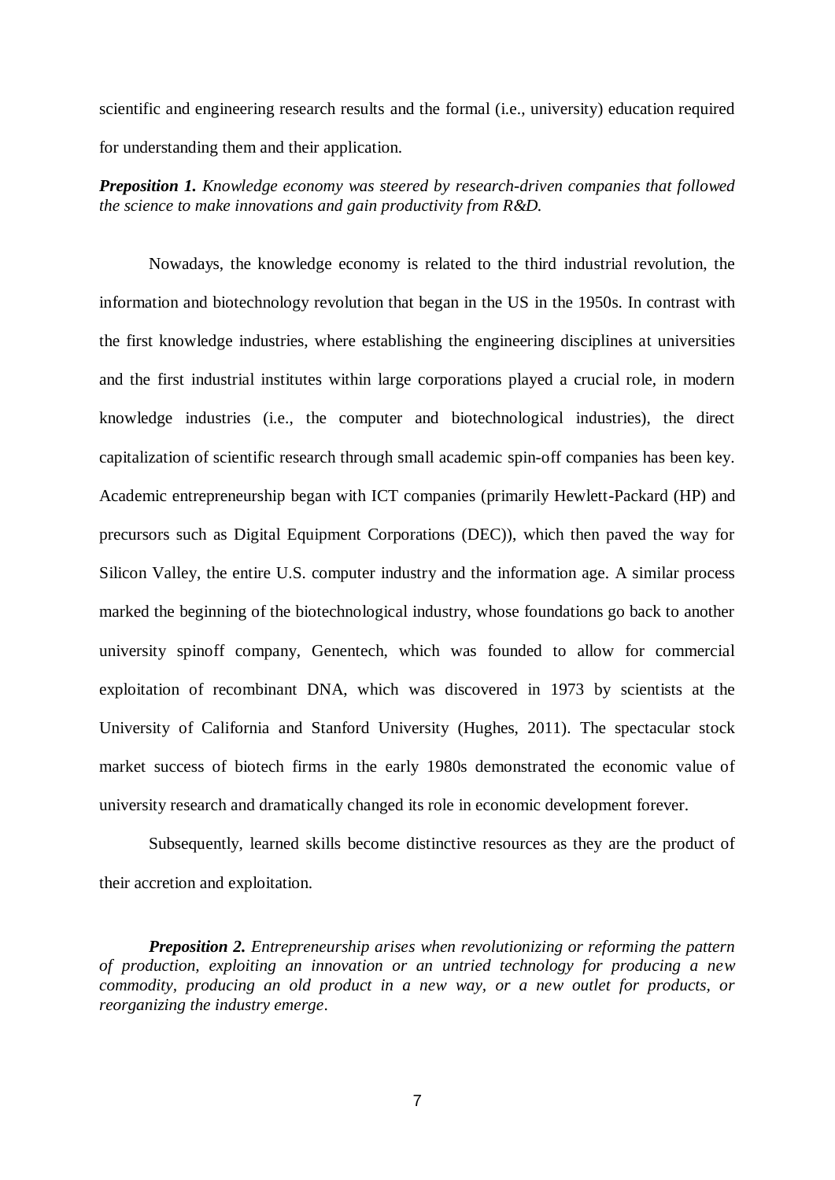scientific and engineering research results and the formal (i.e., university) education required for understanding them and their application.

***Preposition 1.*** *Knowledge economy was steered by research-driven companies that followed the science to make innovations and gain productivity from R&D.*

Nowadays, the knowledge economy is related to the third industrial revolution, the information and biotechnology revolution that began in the US in the 1950s. In contrast with the first knowledge industries, where establishing the engineering disciplines at universities and the first industrial institutes within large corporations played a crucial role, in modern knowledge industries (i.e., the computer and biotechnological industries), the direct capitalization of scientific research through small academic spin-off companies has been key. Academic entrepreneurship began with ICT companies (primarily Hewlett-Packard (HP) and precursors such as Digital Equipment Corporations (DEC)), which then paved the way for Silicon Valley, the entire U.S. computer industry and the information age. A similar process marked the beginning of the biotechnological industry, whose foundations go back to another university spinoff company, Genentech, which was founded to allow for commercial exploitation of recombinant DNA, which was discovered in 1973 by scientists at the University of California and Stanford University (Hughes, 2011). The spectacular stock market success of biotech firms in the early 1980s demonstrated the economic value of university research and dramatically changed its role in economic development forever.

Subsequently, learned skills become distinctive resources as they are the product of their accretion and exploitation.

***Preposition 2.*** *Entrepreneurship arises when revolutionizing or reforming the pattern of production, exploiting an innovation or an untried technology for producing a new commodity, producing an old product in a new way, or a new outlet for products, or reorganizing the industry emerge.*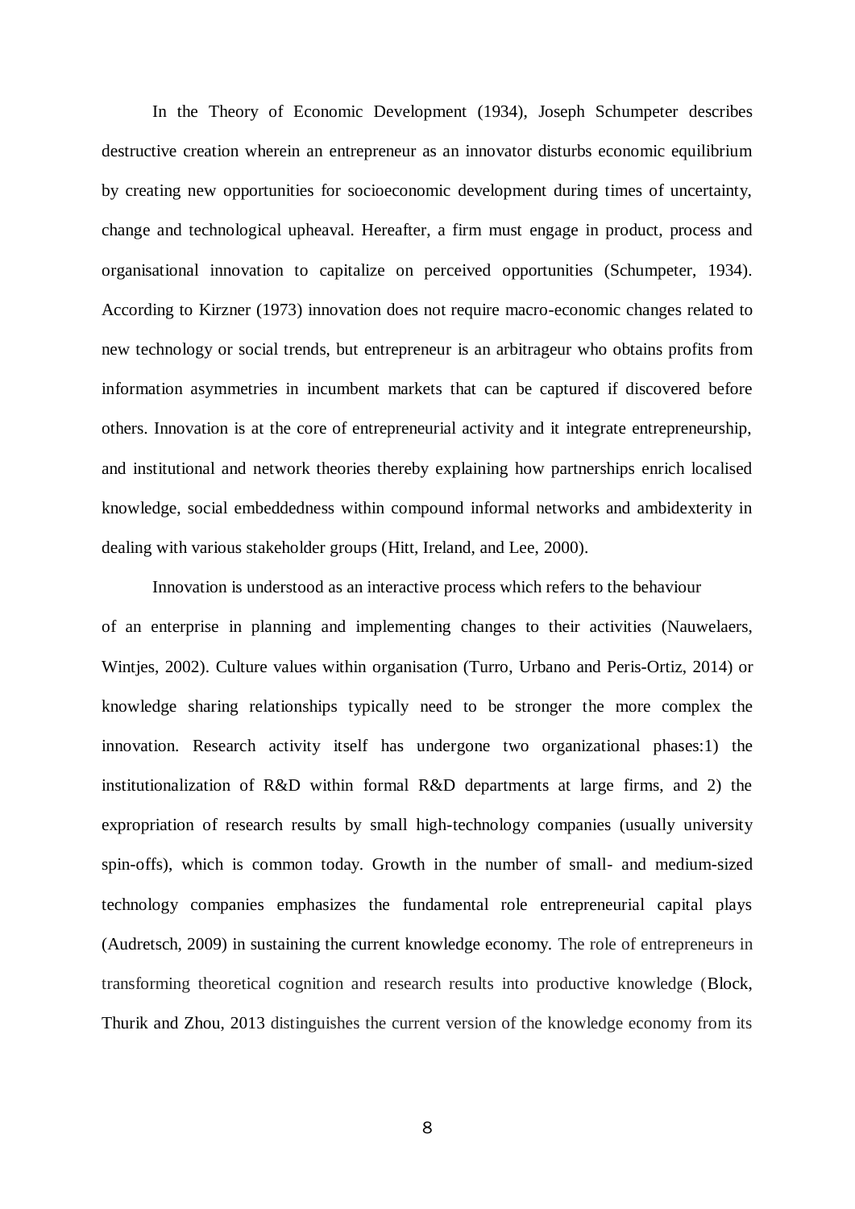In the Theory of Economic Development (1934), Joseph Schumpeter describes destructive creation wherein an entrepreneur as an innovator disturbs economic equilibrium by creating new opportunities for socioeconomic development during times of uncertainty, change and technological upheaval. Hereafter, a firm must engage in product, process and organisational innovation to capitalize on perceived opportunities (Schumpeter, 1934). According to Kirzner (1973) innovation does not require macro-economic changes related to new technology or social trends, but entrepreneur is an arbitrageur who obtains profits from information asymmetries in incumbent markets that can be captured if discovered before others. Innovation is at the core of entrepreneurial activity and it integrate entrepreneurship, and institutional and network theories thereby explaining how partnerships enrich localised knowledge, social embeddedness within compound informal networks and ambidexterity in dealing with various stakeholder groups (Hitt, Ireland, and Lee, 2000).

Innovation is understood as an interactive process which refers to the behaviour of an enterprise in planning and implementing changes to their activities (Nauwelaers, Wintjes, 2002). Culture values within organisation (Turro, Urbano and Peris-Ortiz, 2014) or knowledge sharing relationships typically need to be stronger the more complex the innovation. Research activity itself has undergone two organizational phases:1) the institutionalization of R&D within formal R&D departments at large firms, and 2) the expropriation of research results by small high-technology companies (usually university spin-offs), which is common today. Growth in the number of small- and medium-sized technology companies emphasizes the fundamental role entrepreneurial capital plays (Audretsch, 2009) in sustaining the current knowledge economy. The role of entrepreneurs in transforming theoretical cognition and research results into productive knowledge (Block, Thurik and Zhou, 2013 distinguishes the current version of the knowledge economy from its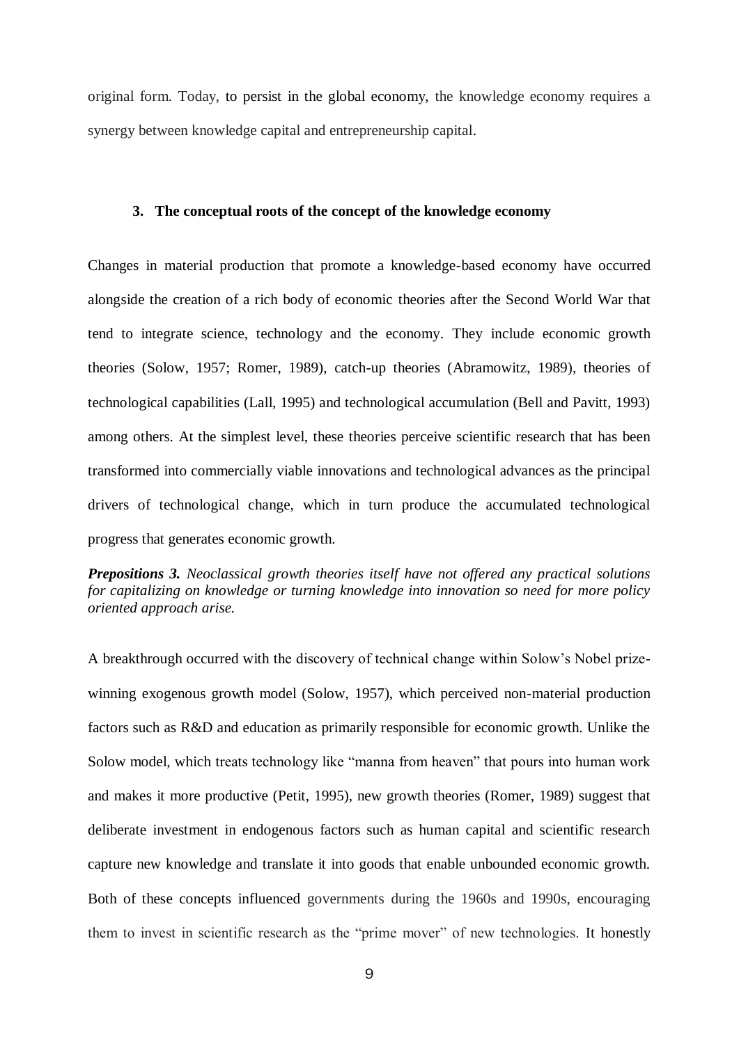original form. Today, to persist in the global economy, the knowledge economy requires a synergy between knowledge capital and entrepreneurship capital.

## 3. The conceptual roots of the concept of the knowledge economy

Changes in material production that promote a knowledge-based economy have occurred alongside the creation of a rich body of economic theories after the Second World War that tend to integrate science, technology and the economy. They include economic growth theories (Solow, 1957; Romer, 1989), catch-up theories (Abramowitz, 1989), theories of technological capabilities (Lall, 1995) and technological accumulation (Bell and Pavitt, 1993) among others. At the simplest level, these theories perceive scientific research that has been transformed into commercially viable innovations and technological advances as the principal drivers of technological change, which in turn produce the accumulated technological progress that generates economic growth.

***Prepositions 3.*** *Neoclassical growth theories itself have not offered any practical solutions for capitalizing on knowledge or turning knowledge into innovation so need for more policy oriented approach arise.*

A breakthrough occurred with the discovery of technical change within Solow's Nobel prize-winning exogenous growth model (Solow, 1957), which perceived non-material production factors such as R&D and education as primarily responsible for economic growth. Unlike the Solow model, which treats technology like "manna from heaven" that pours into human work and makes it more productive (Petit, 1995), new growth theories (Romer, 1989) suggest that deliberate investment in endogenous factors such as human capital and scientific research capture new knowledge and translate it into goods that enable unbounded economic growth. Both of these concepts influenced governments during the 1960s and 1990s, encouraging them to invest in scientific research as the "prime mover" of new technologies. It honestly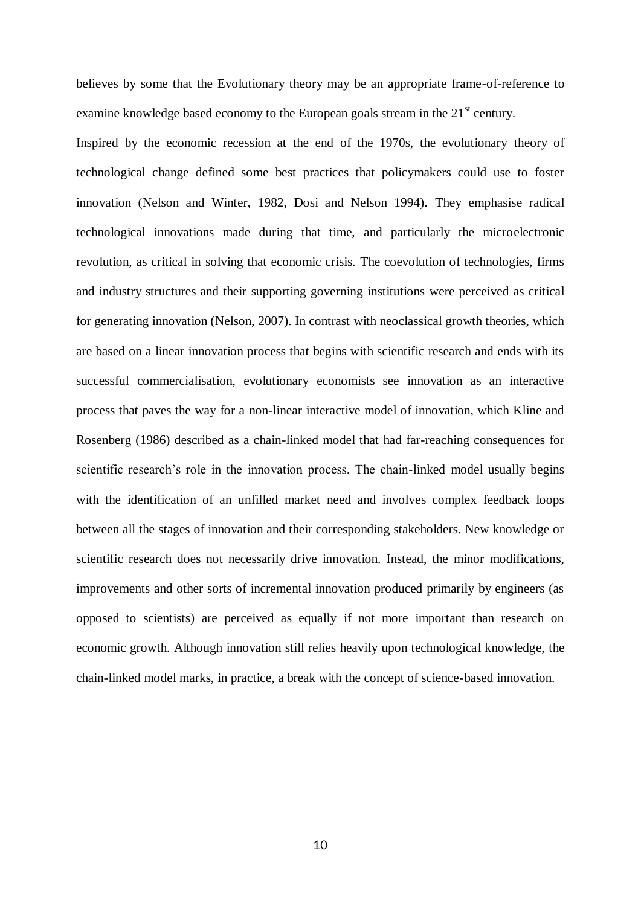believes by some that the Evolutionary theory may be an appropriate frame-of-reference to examine knowledge based economy to the European goals stream in the 21st century.

Inspired by the economic recession at the end of the 1970s, the evolutionary theory of technological change defined some best practices that policymakers could use to foster innovation (Nelson and Winter, 1982, Dosi and Nelson 1994). They emphasise radical technological innovations made during that time, and particularly the microelectronic revolution, as critical in solving that economic crisis. The coevolution of technologies, firms and industry structures and their supporting governing institutions were perceived as critical for generating innovation (Nelson, 2007). In contrast with neoclassical growth theories, which are based on a linear innovation process that begins with scientific research and ends with its successful commercialisation, evolutionary economists see innovation as an interactive process that paves the way for a non-linear interactive model of innovation, which Kline and Rosenberg (1986) described as a chain-linked model that had far-reaching consequences for scientific research's role in the innovation process. The chain-linked model usually begins with the identification of an unfilled market need and involves complex feedback loops between all the stages of innovation and their corresponding stakeholders. New knowledge or scientific research does not necessarily drive innovation. Instead, the minor modifications, improvements and other sorts of incremental innovation produced primarily by engineers (as opposed to scientists) are perceived as equally if not more important than research on economic growth. Although innovation still relies heavily upon technological knowledge, the chain-linked model marks, in practice, a break with the concept of science-based innovation.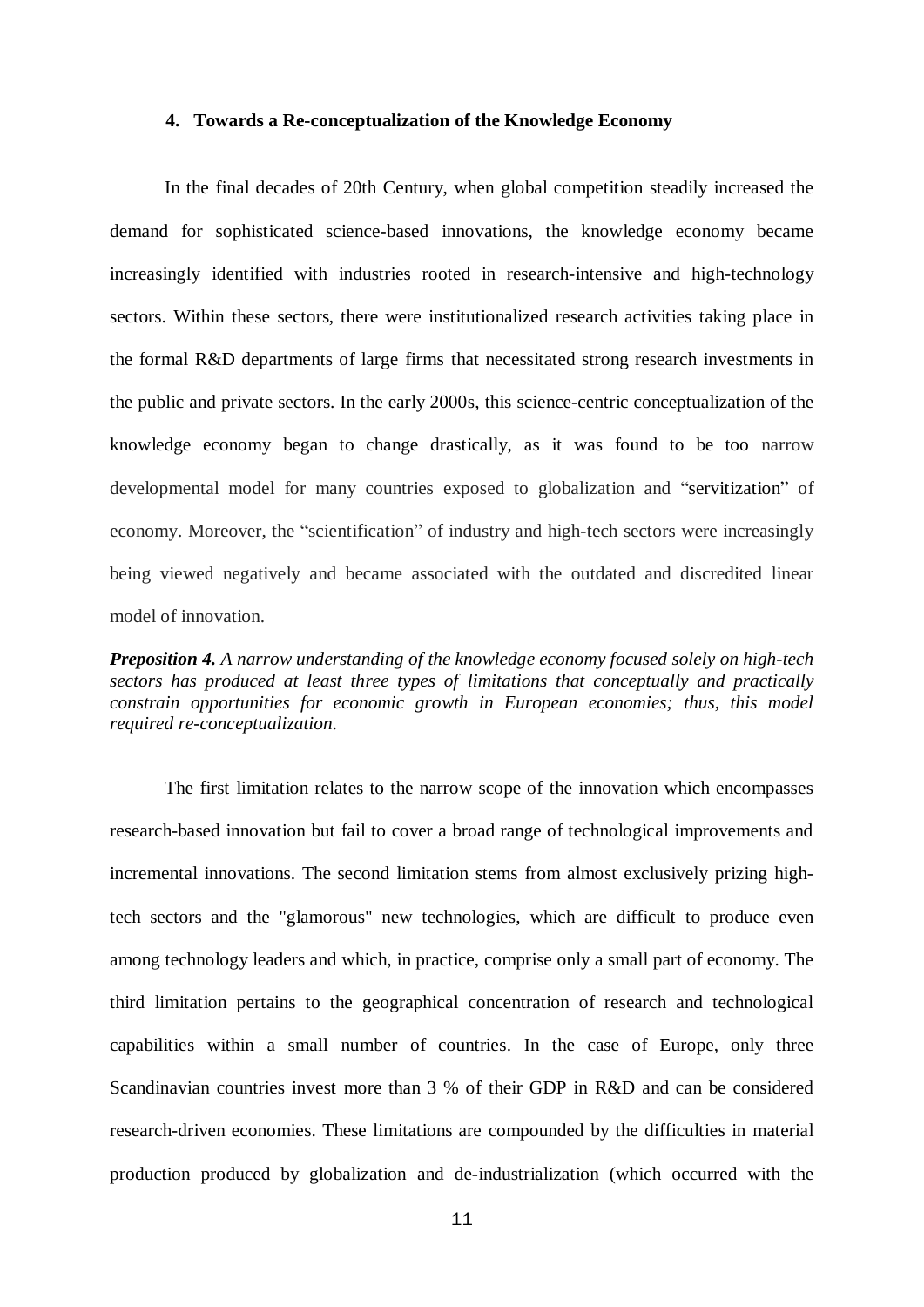## 4. Towards a Re-conceptualization of the Knowledge Economy

In the final decades of 20th Century, when global competition steadily increased the demand for sophisticated science-based innovations, the knowledge economy became increasingly identified with industries rooted in research-intensive and high-technology sectors. Within these sectors, there were institutionalized research activities taking place in the formal R&D departments of large firms that necessitated strong research investments in the public and private sectors. In the early 2000s, this science-centric conceptualization of the knowledge economy began to change drastically, as it was found to be too narrow developmental model for many countries exposed to globalization and "servitization" of economy. Moreover, the "scientification" of industry and high-tech sectors were increasingly being viewed negatively and became associated with the outdated and discredited linear model of innovation.

***Preposition 4.*** *A narrow understanding of the knowledge economy focused solely on high-tech sectors has produced at least three types of limitations that conceptually and practically constrain opportunities for economic growth in European economies; thus, this model required re-conceptualization.*

The first limitation relates to the narrow scope of the innovation which encompasses research-based innovation but fail to cover a broad range of technological improvements and incremental innovations. The second limitation stems from almost exclusively prizing high-tech sectors and the "glamorous" new technologies, which are difficult to produce even among technology leaders and which, in practice, comprise only a small part of economy. The third limitation pertains to the geographical concentration of research and technological capabilities within a small number of countries. In the case of Europe, only three Scandinavian countries invest more than 3 % of their GDP in R&D and can be considered research-driven economies. These limitations are compounded by the difficulties in material production produced by globalization and de-industrialization (which occurred with the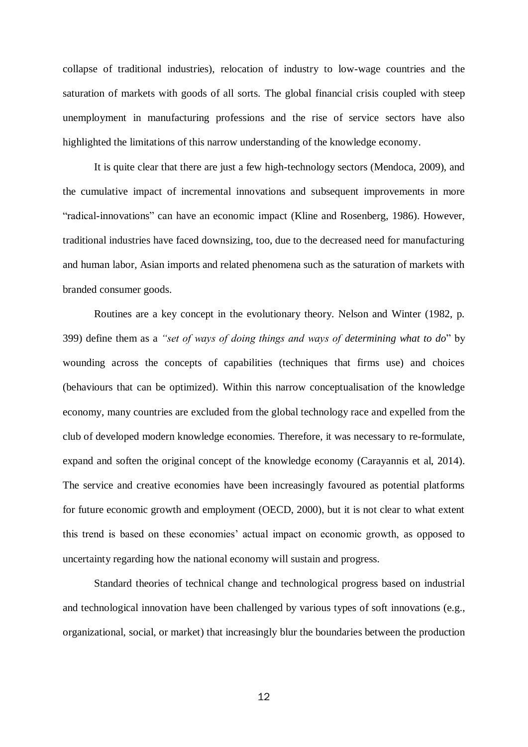collapse of traditional industries), relocation of industry to low-wage countries and the saturation of markets with goods of all sorts. The global financial crisis coupled with steep unemployment in manufacturing professions and the rise of service sectors have also highlighted the limitations of this narrow understanding of the knowledge economy.

It is quite clear that there are just a few high-technology sectors (Mendoca, 2009), and the cumulative impact of incremental innovations and subsequent improvements in more "radical-innovations" can have an economic impact (Kline and Rosenberg, 1986). However, traditional industries have faced downsizing, too, due to the decreased need for manufacturing and human labor, Asian imports and related phenomena such as the saturation of markets with branded consumer goods.

Routines are a key concept in the evolutionary theory. Nelson and Winter (1982, p. 399) define them as a *"set of ways of doing things and ways of determining what to do*" by wounding across the concepts of capabilities (techniques that firms use) and choices (behaviours that can be optimized). Within this narrow conceptualisation of the knowledge economy, many countries are excluded from the global technology race and expelled from the club of developed modern knowledge economies. Therefore, it was necessary to re-formulate, expand and soften the original concept of the knowledge economy (Carayannis et al, 2014). The service and creative economies have been increasingly favoured as potential platforms for future economic growth and employment (OECD, 2000), but it is not clear to what extent this trend is based on these economies' actual impact on economic growth, as opposed to uncertainty regarding how the national economy will sustain and progress.

Standard theories of technical change and technological progress based on industrial and technological innovation have been challenged by various types of soft innovations (e.g., organizational, social, or market) that increasingly blur the boundaries between the production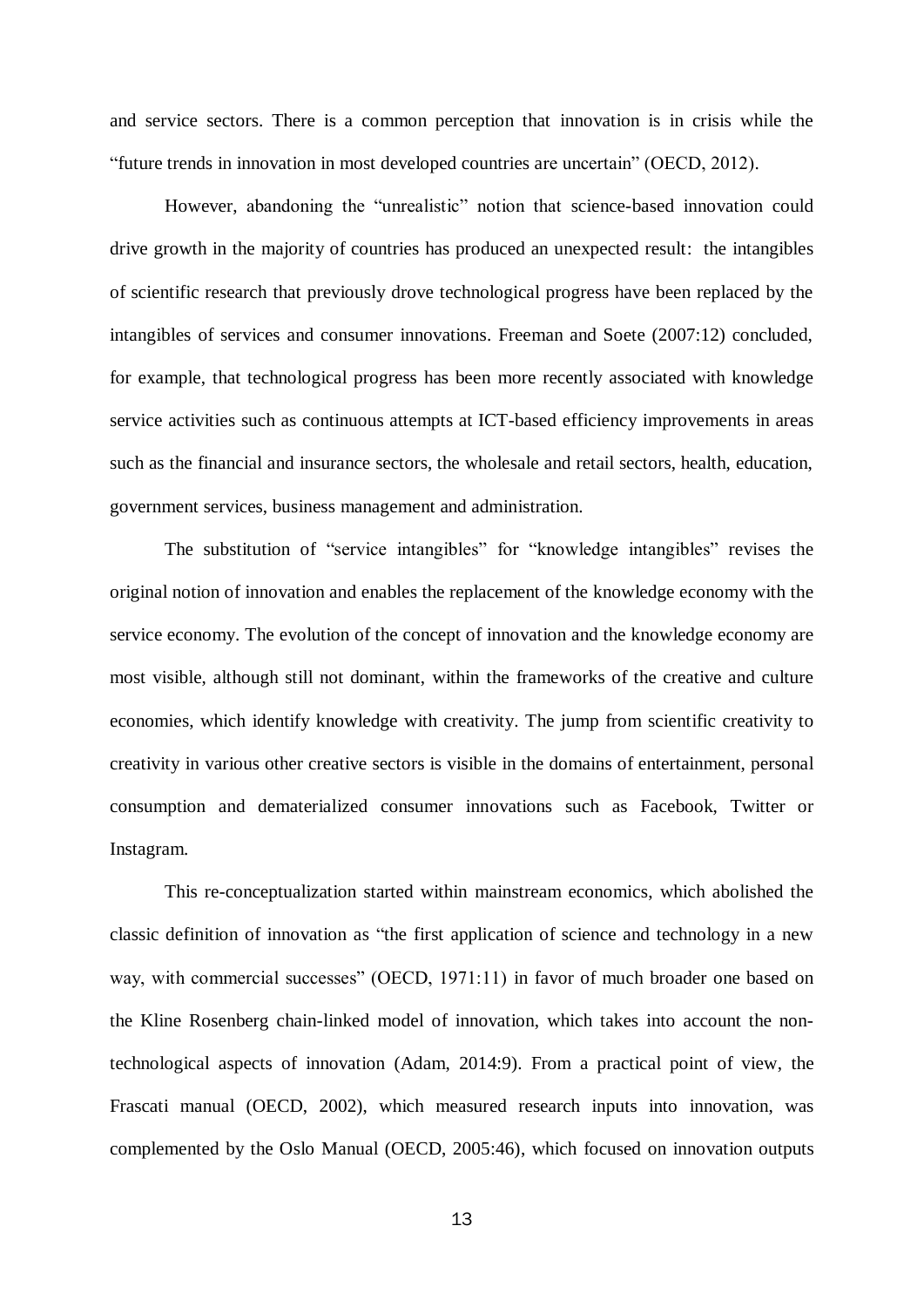and service sectors. There is a common perception that innovation is in crisis while the "future trends in innovation in most developed countries are uncertain" (OECD, 2012).

However, abandoning the "unrealistic" notion that science-based innovation could drive growth in the majority of countries has produced an unexpected result: the intangibles of scientific research that previously drove technological progress have been replaced by the intangibles of services and consumer innovations. Freeman and Soete (2007:12) concluded, for example, that technological progress has been more recently associated with knowledge service activities such as continuous attempts at ICT-based efficiency improvements in areas such as the financial and insurance sectors, the wholesale and retail sectors, health, education, government services, business management and administration.

The substitution of "service intangibles" for "knowledge intangibles" revises the original notion of innovation and enables the replacement of the knowledge economy with the service economy. The evolution of the concept of innovation and the knowledge economy are most visible, although still not dominant, within the frameworks of the creative and culture economies, which identify knowledge with creativity. The jump from scientific creativity to creativity in various other creative sectors is visible in the domains of entertainment, personal consumption and dematerialized consumer innovations such as Facebook, Twitter or Instagram.

This re-conceptualization started within mainstream economics, which abolished the classic definition of innovation as "the first application of science and technology in a new way, with commercial successes" (OECD, 1971:11) in favor of much broader one based on the Kline Rosenberg chain-linked model of innovation, which takes into account the non-technological aspects of innovation (Adam, 2014:9). From a practical point of view, the Frascati manual (OECD, 2002), which measured research inputs into innovation, was complemented by the Oslo Manual (OECD, 2005:46), which focused on innovation outputs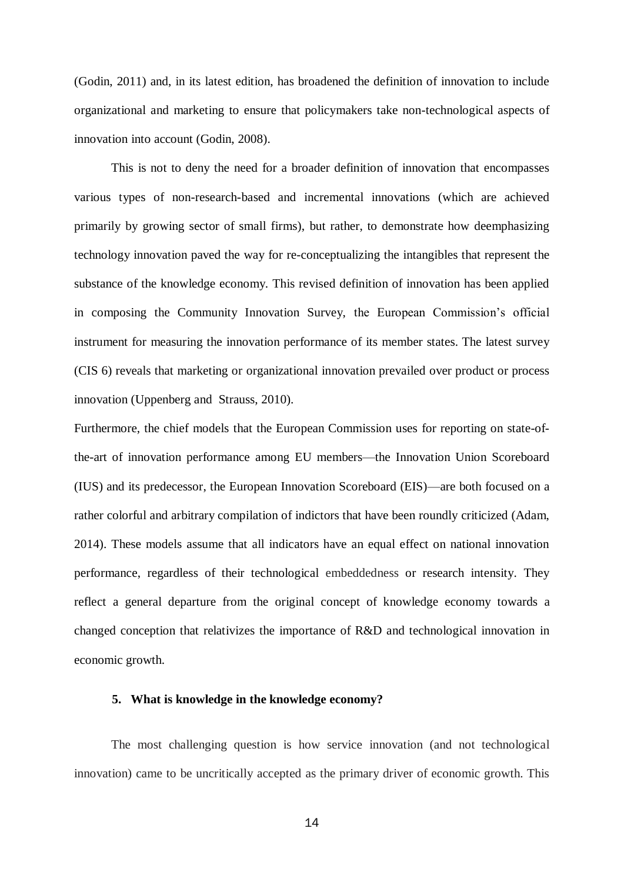(Godin, 2011) and, in its latest edition, has broadened the definition of innovation to include organizational and marketing to ensure that policymakers take non-technological aspects of innovation into account (Godin, 2008).

This is not to deny the need for a broader definition of innovation that encompasses various types of non-research-based and incremental innovations (which are achieved primarily by growing sector of small firms), but rather, to demonstrate how deemphasizing technology innovation paved the way for re-conceptualizing the intangibles that represent the substance of the knowledge economy. This revised definition of innovation has been applied in composing the Community Innovation Survey, the European Commission's official instrument for measuring the innovation performance of its member states. The latest survey (CIS 6) reveals that marketing or organizational innovation prevailed over product or process innovation (Uppenberg and Strauss, 2010).

Furthermore, the chief models that the European Commission uses for reporting on state-of-the-art of innovation performance among EU members—the Innovation Union Scoreboard (IUS) and its predecessor, the European Innovation Scoreboard (EIS)—are both focused on a rather colorful and arbitrary compilation of indictors that have been roundly criticized (Adam, 2014). These models assume that all indicators have an equal effect on national innovation performance, regardless of their technological embeddedness or research intensity. They reflect a general departure from the original concept of knowledge economy towards a changed conception that relativizes the importance of R&D and technological innovation in economic growth.

## 5. What is knowledge in the knowledge economy?

The most challenging question is how service innovation (and not technological innovation) came to be uncritically accepted as the primary driver of economic growth. This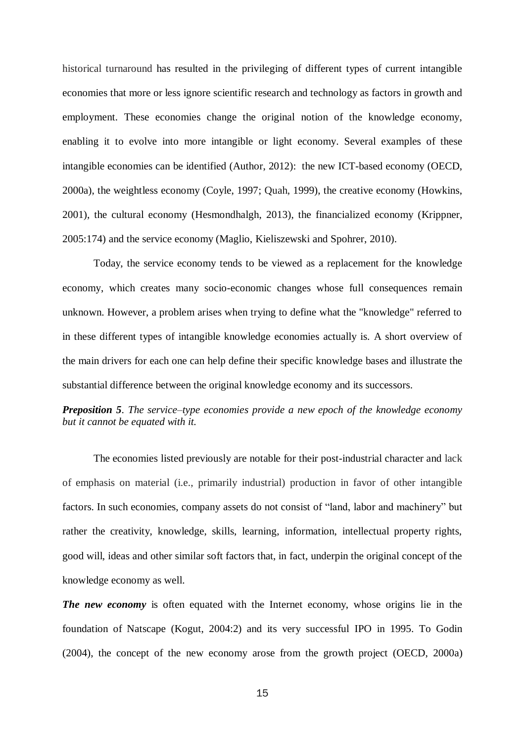historical turnaround has resulted in the privileging of different types of current intangible economies that more or less ignore scientific research and technology as factors in growth and employment. These economies change the original notion of the knowledge economy, enabling it to evolve into more intangible or light economy. Several examples of these intangible economies can be identified (Author, 2012): the new ICT-based economy (OECD, 2000a), the weightless economy (Coyle, 1997; Quah, 1999), the creative economy (Howkins, 2001), the cultural economy (Hesmondhalgh, 2013), the financialized economy (Krippner, 2005:174) and the service economy (Maglio, Kieliszewski and Spohrer, 2010).

Today, the service economy tends to be viewed as a replacement for the knowledge economy, which creates many socio-economic changes whose full consequences remain unknown. However, a problem arises when trying to define what the "knowledge" referred to in these different types of intangible knowledge economies actually is. A short overview of the main drivers for each one can help define their specific knowledge bases and illustrate the substantial difference between the original knowledge economy and its successors.

***Preposition 5**. The service–type economies provide a new epoch of the knowledge economy but it cannot be equated with it.*

The economies listed previously are notable for their post-industrial character and lack of emphasis on material (i.e., primarily industrial) production in favor of other intangible factors. In such economies, company assets do not consist of "land, labor and machinery" but rather the creativity, knowledge, skills, learning, information, intellectual property rights, good will, ideas and other similar soft factors that, in fact, underpin the original concept of the knowledge economy as well.

***The new economy*** is often equated with the Internet economy, whose origins lie in the foundation of Natscape (Kogut, 2004:2) and its very successful IPO in 1995. To Godin (2004), the concept of the new economy arose from the growth project (OECD, 2000a)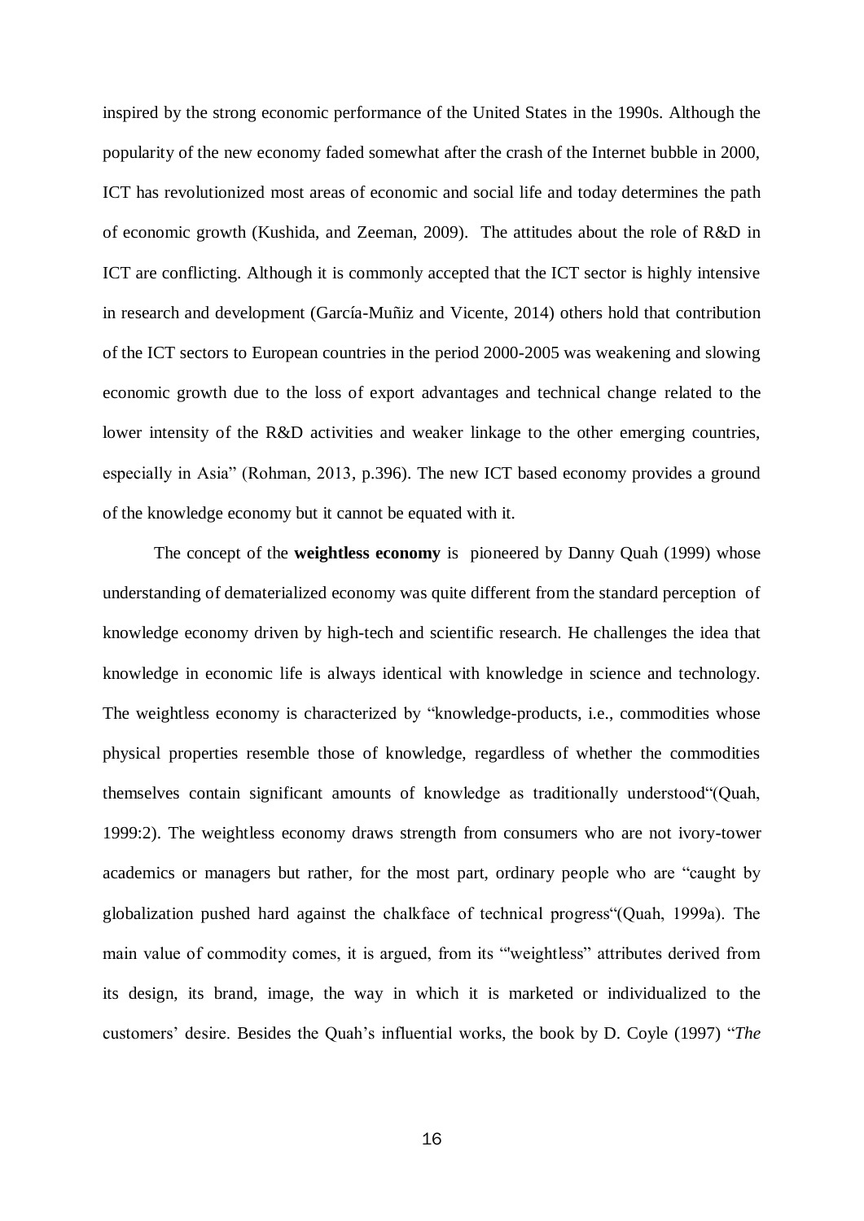inspired by the strong economic performance of the United States in the 1990s. Although the popularity of the new economy faded somewhat after the crash of the Internet bubble in 2000, ICT has revolutionized most areas of economic and social life and today determines the path of economic growth (Kushida, and Zeeman, 2009). The attitudes about the role of R&D in ICT are conflicting. Although it is commonly accepted that the ICT sector is highly intensive in research and development (García-Muñiz and Vicente, 2014) others hold that contribution of the ICT sectors to European countries in the period 2000-2005 was weakening and slowing economic growth due to the loss of export advantages and technical change related to the lower intensity of the R&D activities and weaker linkage to the other emerging countries, especially in Asia" (Rohman, 2013, p.396). The new ICT based economy provides a ground of the knowledge economy but it cannot be equated with it.

The concept of the **weightless economy** is pioneered by Danny Quah (1999) whose understanding of dematerialized economy was quite different from the standard perception of knowledge economy driven by high-tech and scientific research. He challenges the idea that knowledge in economic life is always identical with knowledge in science and technology. The weightless economy is characterized by "knowledge-products, i.e., commodities whose physical properties resemble those of knowledge, regardless of whether the commodities themselves contain significant amounts of knowledge as traditionally understood"(Quah, 1999:2). The weightless economy draws strength from consumers who are not ivory-tower academics or managers but rather, for the most part, ordinary people who are "caught by globalization pushed hard against the chalkface of technical progress"(Quah, 1999a). The main value of commodity comes, it is argued, from its "'weightless" attributes derived from its design, its brand, image, the way in which it is marketed or individualized to the customers' desire. Besides the Quah's influential works, the book by D. Coyle (1997) "*The*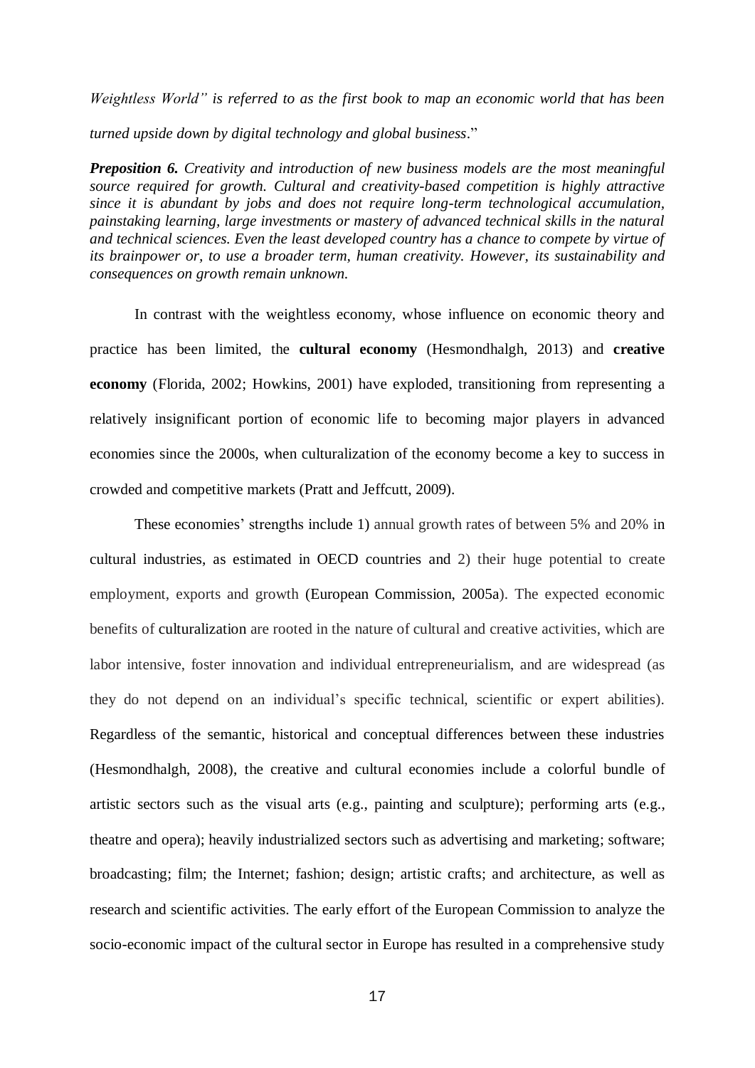*Weightless World" is referred to as the first book to map an economic world that has been turned upside down by digital technology and global business*."

***Preposition 6.*** *Creativity and introduction of new business models are the most meaningful source required for growth. Cultural and creativity-based competition is highly attractive since it is abundant by jobs and does not require long-term technological accumulation, painstaking learning, large investments or mastery of advanced technical skills in the natural and technical sciences. Even the least developed country has a chance to compete by virtue of its brainpower or, to use a broader term, human creativity. However, its sustainability and consequences on growth remain unknown.*

In contrast with the weightless economy, whose influence on economic theory and practice has been limited, the **cultural economy** (Hesmondhalgh, 2013) and **creative economy** (Florida, 2002; Howkins, 2001) have exploded, transitioning from representing a relatively insignificant portion of economic life to becoming major players in advanced economies since the 2000s, when culturalization of the economy become a key to success in crowded and competitive markets (Pratt and Jeffcutt, 2009).

These economies' strengths include 1) annual growth rates of between 5% and 20% in cultural industries, as estimated in OECD countries and 2) their huge potential to create employment, exports and growth (European Commission, 2005a). The expected economic benefits of culturalization are rooted in the nature of cultural and creative activities, which are labor intensive, foster innovation and individual entrepreneurialism, and are widespread (as they do not depend on an individual's specific technical, scientific or expert abilities). Regardless of the semantic, historical and conceptual differences between these industries (Hesmondhalgh, 2008), the creative and cultural economies include a colorful bundle of artistic sectors such as the visual arts (e.g., painting and sculpture); performing arts (e.g., theatre and opera); heavily industrialized sectors such as advertising and marketing; software; broadcasting; film; the Internet; fashion; design; artistic crafts; and architecture, as well as research and scientific activities. The early effort of the European Commission to analyze the socio-economic impact of the cultural sector in Europe has resulted in a comprehensive study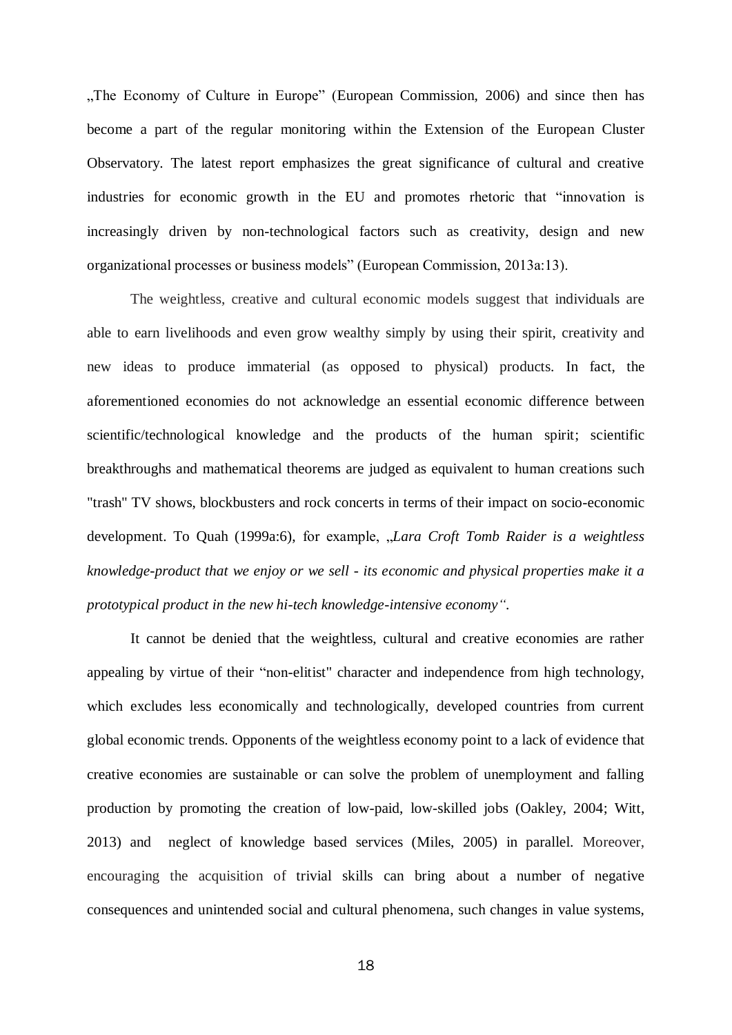„The Economy of Culture in Europe" (European Commission, 2006) and since then has become a part of the regular monitoring within the Extension of the European Cluster Observatory. The latest report emphasizes the great significance of cultural and creative industries for economic growth in the EU and promotes rhetoric that "innovation is increasingly driven by non-technological factors such as creativity, design and new organizational processes or business models" (European Commission, 2013a:13).

The weightless, creative and cultural economic models suggest that individuals are able to earn livelihoods and even grow wealthy simply by using their spirit, creativity and new ideas to produce immaterial (as opposed to physical) products. In fact, the aforementioned economies do not acknowledge an essential economic difference between scientific/technological knowledge and the products of the human spirit; scientific breakthroughs and mathematical theorems are judged as equivalent to human creations such "trash" TV shows, blockbusters and rock concerts in terms of their impact on socio-economic development. To Quah (1999a:6), for example, „*Lara Croft Tomb Raider is a weightless knowledge-product that we enjoy or we sell - its economic and physical properties make it a prototypical product in the new hi-tech knowledge-intensive economy"*.

It cannot be denied that the weightless, cultural and creative economies are rather appealing by virtue of their "non-elitist" character and independence from high technology, which excludes less economically and technologically, developed countries from current global economic trends. Opponents of the weightless economy point to a lack of evidence that creative economies are sustainable or can solve the problem of unemployment and falling production by promoting the creation of low-paid, low-skilled jobs (Oakley, 2004; Witt, 2013) and neglect of knowledge based services (Miles, 2005) in parallel. Moreover, encouraging the acquisition of trivial skills can bring about a number of negative consequences and unintended social and cultural phenomena, such changes in value systems,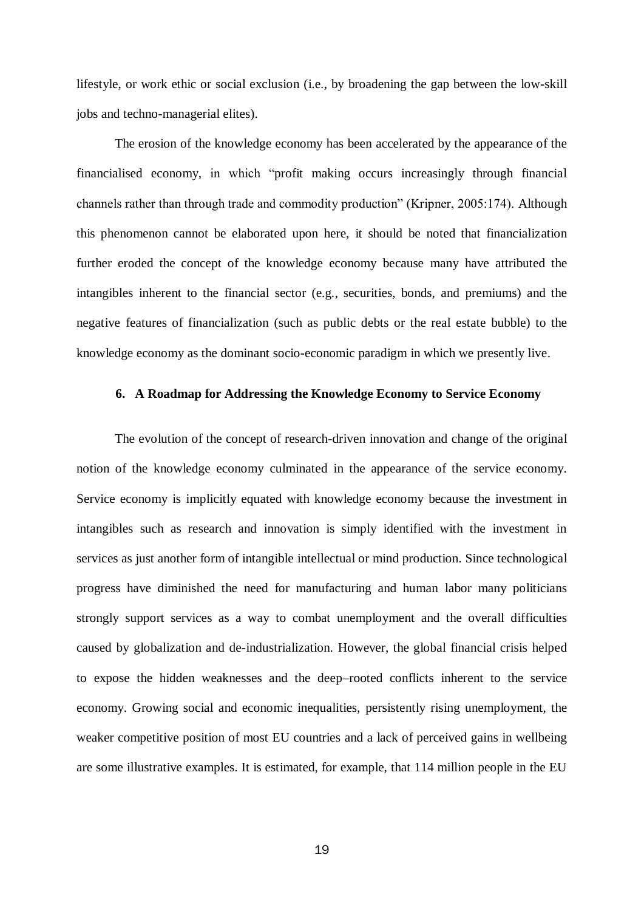lifestyle, or work ethic or social exclusion (i.e., by broadening the gap between the low-skill jobs and techno-managerial elites).

The erosion of the knowledge economy has been accelerated by the appearance of the financialised economy, in which "profit making occurs increasingly through financial channels rather than through trade and commodity production" (Kripner, 2005:174). Although this phenomenon cannot be elaborated upon here, it should be noted that financialization further eroded the concept of the knowledge economy because many have attributed the intangibles inherent to the financial sector (e.g., securities, bonds, and premiums) and the negative features of financialization (such as public debts or the real estate bubble) to the knowledge economy as the dominant socio-economic paradigm in which we presently live.

## 6. A Roadmap for Addressing the Knowledge Economy to Service Economy

The evolution of the concept of research-driven innovation and change of the original notion of the knowledge economy culminated in the appearance of the service economy. Service economy is implicitly equated with knowledge economy because the investment in intangibles such as research and innovation is simply identified with the investment in services as just another form of intangible intellectual or mind production. Since technological progress have diminished the need for manufacturing and human labor many politicians strongly support services as a way to combat unemployment and the overall difficulties caused by globalization and de-industrialization. However, the global financial crisis helped to expose the hidden weaknesses and the deep–rooted conflicts inherent to the service economy. Growing social and economic inequalities, persistently rising unemployment, the weaker competitive position of most EU countries and a lack of perceived gains in wellbeing are some illustrative examples. It is estimated, for example, that 114 million people in the EU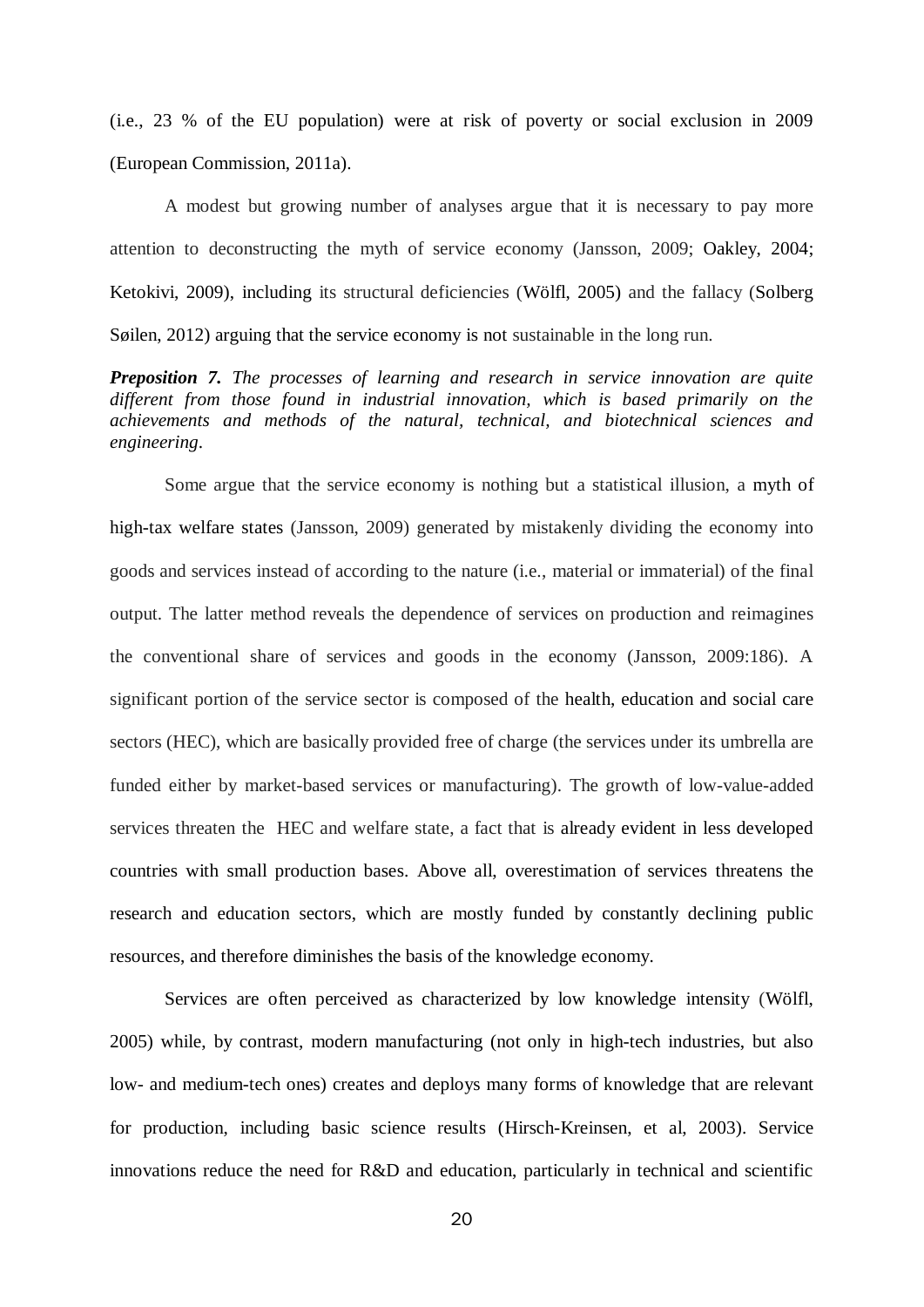(i.e., 23 % of the EU population) were at risk of poverty or social exclusion in 2009 (European Commission, 2011a).

A modest but growing number of analyses argue that it is necessary to pay more attention to deconstructing the myth of service economy (Jansson, 2009; Oakley, 2004; Ketokivi, 2009), including its structural deficiencies (Wölfl, 2005) and the fallacy (Solberg Søilen, 2012) arguing that the service economy is not sustainable in the long run.

***Preposition 7.*** *The processes of learning and research in service innovation are quite different from those found in industrial innovation, which is based primarily on the achievements and methods of the natural, technical, and biotechnical sciences and engineering.*

Some argue that the service economy is nothing but a statistical illusion, a myth of high-tax welfare states (Jansson, 2009) generated by mistakenly dividing the economy into goods and services instead of according to the nature (i.e., material or immaterial) of the final output. The latter method reveals the dependence of services on production and reimagines the conventional share of services and goods in the economy (Jansson, 2009:186). A significant portion of the service sector is composed of the health, education and social care sectors (HEC), which are basically provided free of charge (the services under its umbrella are funded either by market-based services or manufacturing). The growth of low-value-added services threaten the HEC and welfare state, a fact that is already evident in less developed countries with small production bases. Above all, overestimation of services threatens the research and education sectors, which are mostly funded by constantly declining public resources, and therefore diminishes the basis of the knowledge economy.

Services are often perceived as characterized by low knowledge intensity (Wölfl, 2005) while, by contrast, modern manufacturing (not only in high-tech industries, but also low- and medium-tech ones) creates and deploys many forms of knowledge that are relevant for production, including basic science results (Hirsch-Kreinsen, et al, 2003). Service innovations reduce the need for R&D and education, particularly in technical and scientific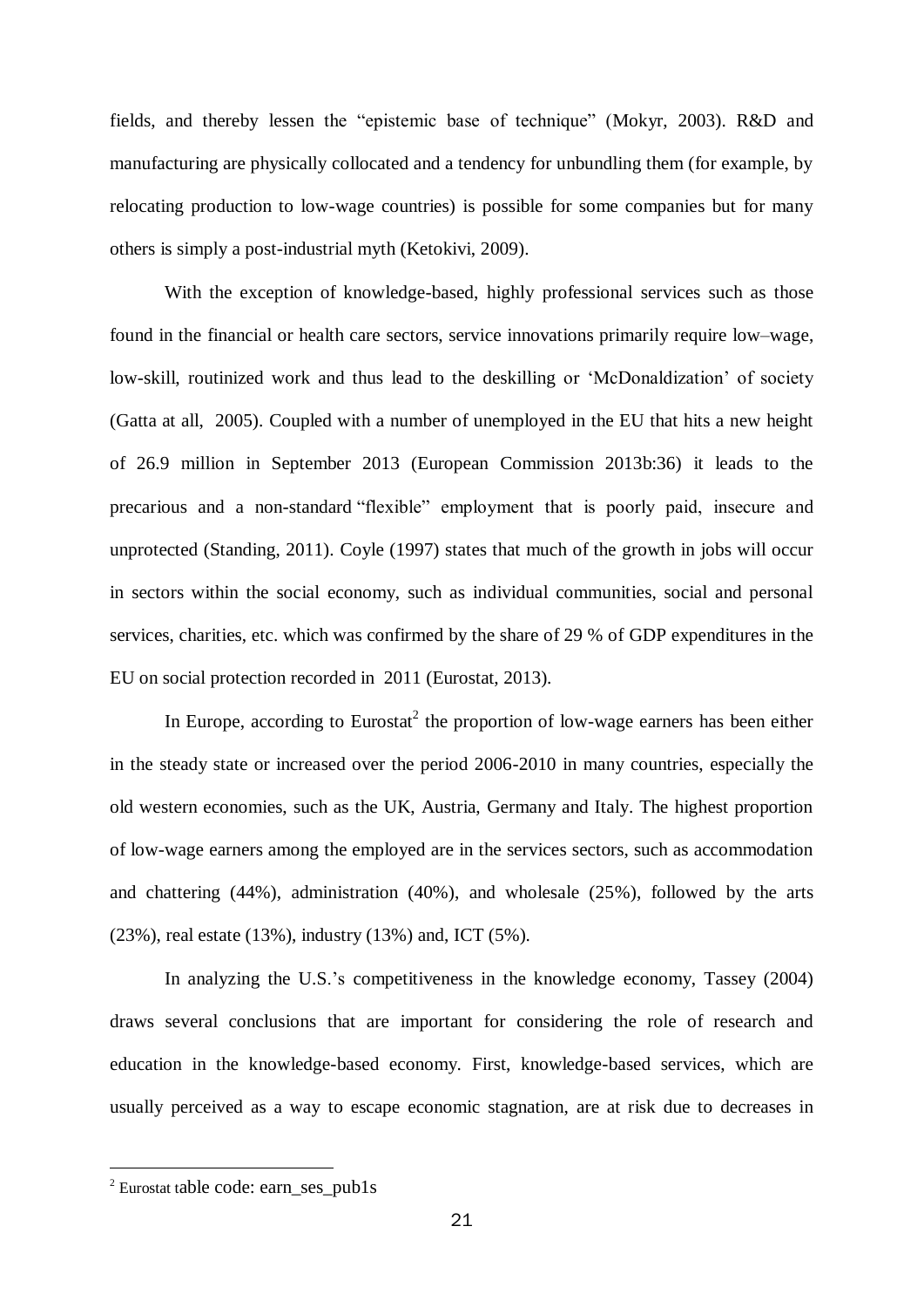fields, and thereby lessen the "epistemic base of technique" (Mokyr, 2003). R&D and manufacturing are physically collocated and a tendency for unbundling them (for example, by relocating production to low-wage countries) is possible for some companies but for many others is simply a post-industrial myth (Ketokivi, 2009).

With the exception of knowledge-based, highly professional services such as those found in the financial or health care sectors, service innovations primarily require low–wage, low-skill, routinized work and thus lead to the deskilling or 'McDonaldization' of society (Gatta at all, 2005). Coupled with a number of unemployed in the EU that hits a new height of 26.9 million in September 2013 (European Commission 2013b:36) it leads to the precarious and a non-standard "flexible" employment that is poorly paid, insecure and unprotected (Standing, 2011). Coyle (1997) states that much of the growth in jobs will occur in sectors within the social economy, such as individual communities, social and personal services, charities, etc. which was confirmed by the share of 29 % of GDP expenditures in the EU on social protection recorded in 2011 (Eurostat, 2013).

In Europe, according to Eurostat[2] the proportion of low-wage earners has been either in the steady state or increased over the period 2006-2010 in many countries, especially the old western economies, such as the UK, Austria, Germany and Italy. The highest proportion of low-wage earners among the employed are in the services sectors, such as accommodation and chattering (44%), administration (40%), and wholesale (25%), followed by the arts (23%), real estate (13%), industry (13%) and, ICT (5%).

In analyzing the U.S.'s competitiveness in the knowledge economy, Tassey (2004) draws several conclusions that are important for considering the role of research and education in the knowledge-based economy. First, knowledge-based services, which are usually perceived as a way to escape economic stagnation, are at risk due to decreases in

[2] Eurostat table code: earn_ses_pub1s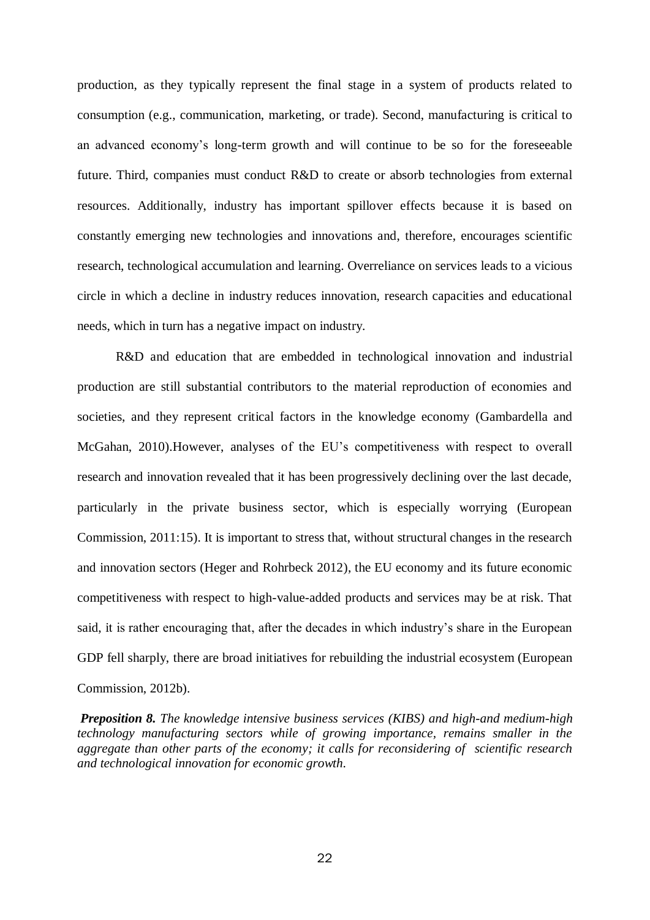production, as they typically represent the final stage in a system of products related to consumption (e.g., communication, marketing, or trade). Second, manufacturing is critical to an advanced economy's long-term growth and will continue to be so for the foreseeable future. Third, companies must conduct R&D to create or absorb technologies from external resources. Additionally, industry has important spillover effects because it is based on constantly emerging new technologies and innovations and, therefore, encourages scientific research, technological accumulation and learning. Overreliance on services leads to a vicious circle in which a decline in industry reduces innovation, research capacities and educational needs, which in turn has a negative impact on industry.

R&D and education that are embedded in technological innovation and industrial production are still substantial contributors to the material reproduction of economies and societies, and they represent critical factors in the knowledge economy (Gambardella and McGahan, 2010).However, analyses of the EU's competitiveness with respect to overall research and innovation revealed that it has been progressively declining over the last decade, particularly in the private business sector, which is especially worrying (European Commission, 2011:15). It is important to stress that, without structural changes in the research and innovation sectors (Heger and Rohrbeck 2012), the EU economy and its future economic competitiveness with respect to high-value-added products and services may be at risk. That said, it is rather encouraging that, after the decades in which industry's share in the European GDP fell sharply, there are broad initiatives for rebuilding the industrial ecosystem (European Commission, 2012b).

***Preposition 8.*** *The knowledge intensive business services (KIBS) and high-and medium-high technology manufacturing sectors while of growing importance, remains smaller in the aggregate than other parts of the economy; it calls for reconsidering of scientific research and technological innovation for economic growth.*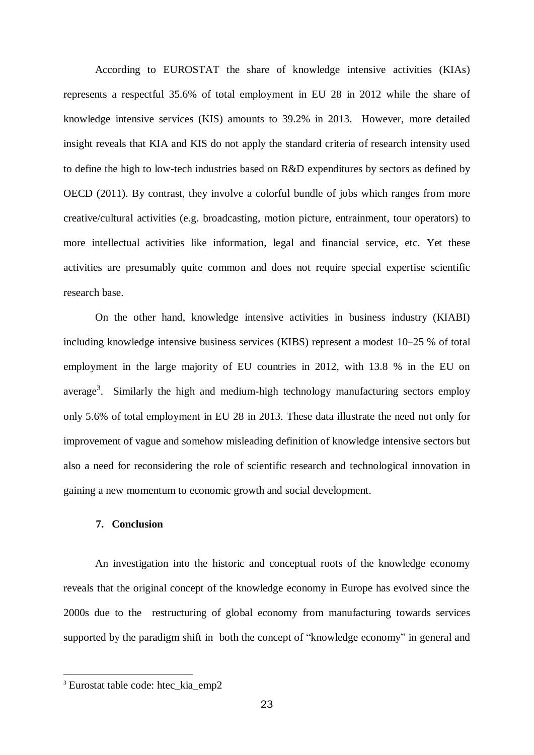According to EUROSTAT the share of knowledge intensive activities (KIAs) represents a respectful 35.6% of total employment in EU 28 in 2012 while the share of knowledge intensive services (KIS) amounts to 39.2% in 2013. However, more detailed insight reveals that KIA and KIS do not apply the standard criteria of research intensity used to define the high to low-tech industries based on R&D expenditures by sectors as defined by OECD (2011). By contrast, they involve a colorful bundle of jobs which ranges from more creative/cultural activities (e.g. broadcasting, motion picture, entrainment, tour operators) to more intellectual activities like information, legal and financial service, etc. Yet these activities are presumably quite common and does not require special expertise scientific research base.

On the other hand, knowledge intensive activities in business industry (KIABI) including knowledge intensive business services (KIBS) represent a modest 10–25 % of total employment in the large majority of EU countries in 2012, with 13.8 % in the EU on average[3]. Similarly the high and medium-high technology manufacturing sectors employ only 5.6% of total employment in EU 28 in 2013. These data illustrate the need not only for improvement of vague and somehow misleading definition of knowledge intensive sectors but also a need for reconsidering the role of scientific research and technological innovation in gaining a new momentum to economic growth and social development.

## 7. Conclusion

An investigation into the historic and conceptual roots of the knowledge economy reveals that the original concept of the knowledge economy in Europe has evolved since the 2000s due to the restructuring of global economy from manufacturing towards services supported by the paradigm shift in both the concept of "knowledge economy" in general and

---

[3] Eurostat table code: htec_kia_emp2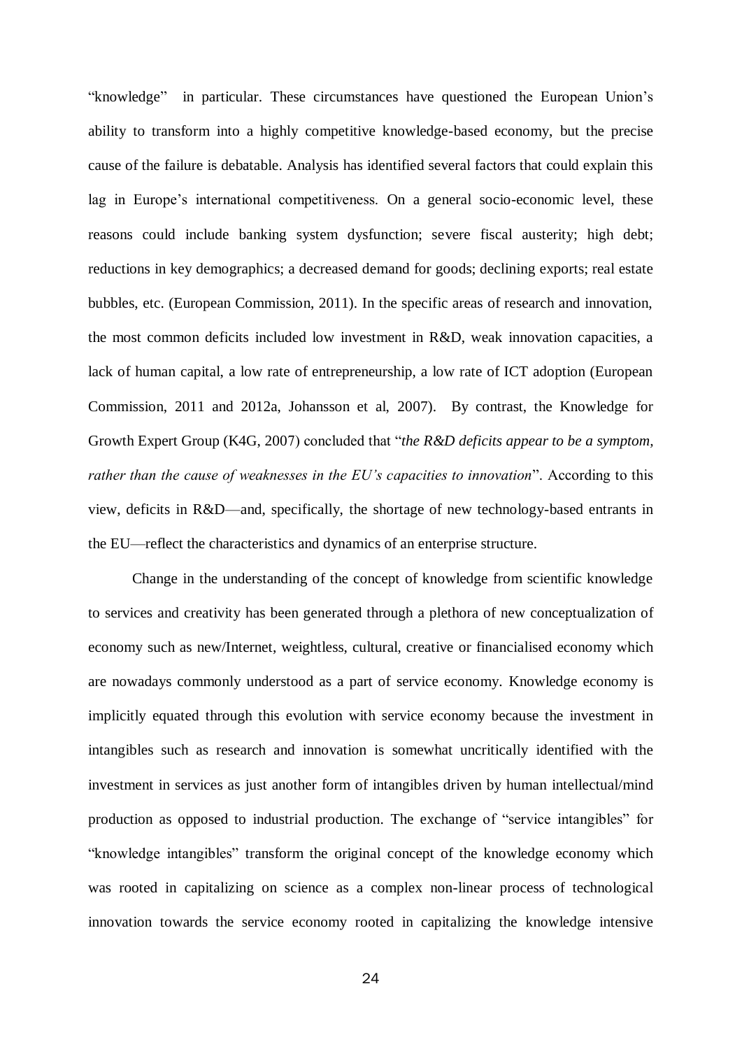"knowledge" in particular. These circumstances have questioned the European Union's ability to transform into a highly competitive knowledge-based economy, but the precise cause of the failure is debatable. Analysis has identified several factors that could explain this lag in Europe's international competitiveness. On a general socio-economic level, these reasons could include banking system dysfunction; severe fiscal austerity; high debt; reductions in key demographics; a decreased demand for goods; declining exports; real estate bubbles, etc. (European Commission, 2011). In the specific areas of research and innovation, the most common deficits included low investment in R&D, weak innovation capacities, a lack of human capital, a low rate of entrepreneurship, a low rate of ICT adoption (European Commission, 2011 and 2012a, Johansson et al, 2007). By contrast, the Knowledge for Growth Expert Group (K4G, 2007) concluded that "*the R&D deficits appear to be a symptom, rather than the cause of weaknesses in the EU's capacities to innovation*". According to this view, deficits in R&D—and, specifically, the shortage of new technology-based entrants in the EU—reflect the characteristics and dynamics of an enterprise structure.

Change in the understanding of the concept of knowledge from scientific knowledge to services and creativity has been generated through a plethora of new conceptualization of economy such as new/Internet, weightless, cultural, creative or financialised economy which are nowadays commonly understood as a part of service economy. Knowledge economy is implicitly equated through this evolution with service economy because the investment in intangibles such as research and innovation is somewhat uncritically identified with the investment in services as just another form of intangibles driven by human intellectual/mind production as opposed to industrial production. The exchange of "service intangibles" for "knowledge intangibles" transform the original concept of the knowledge economy which was rooted in capitalizing on science as a complex non-linear process of technological innovation towards the service economy rooted in capitalizing the knowledge intensive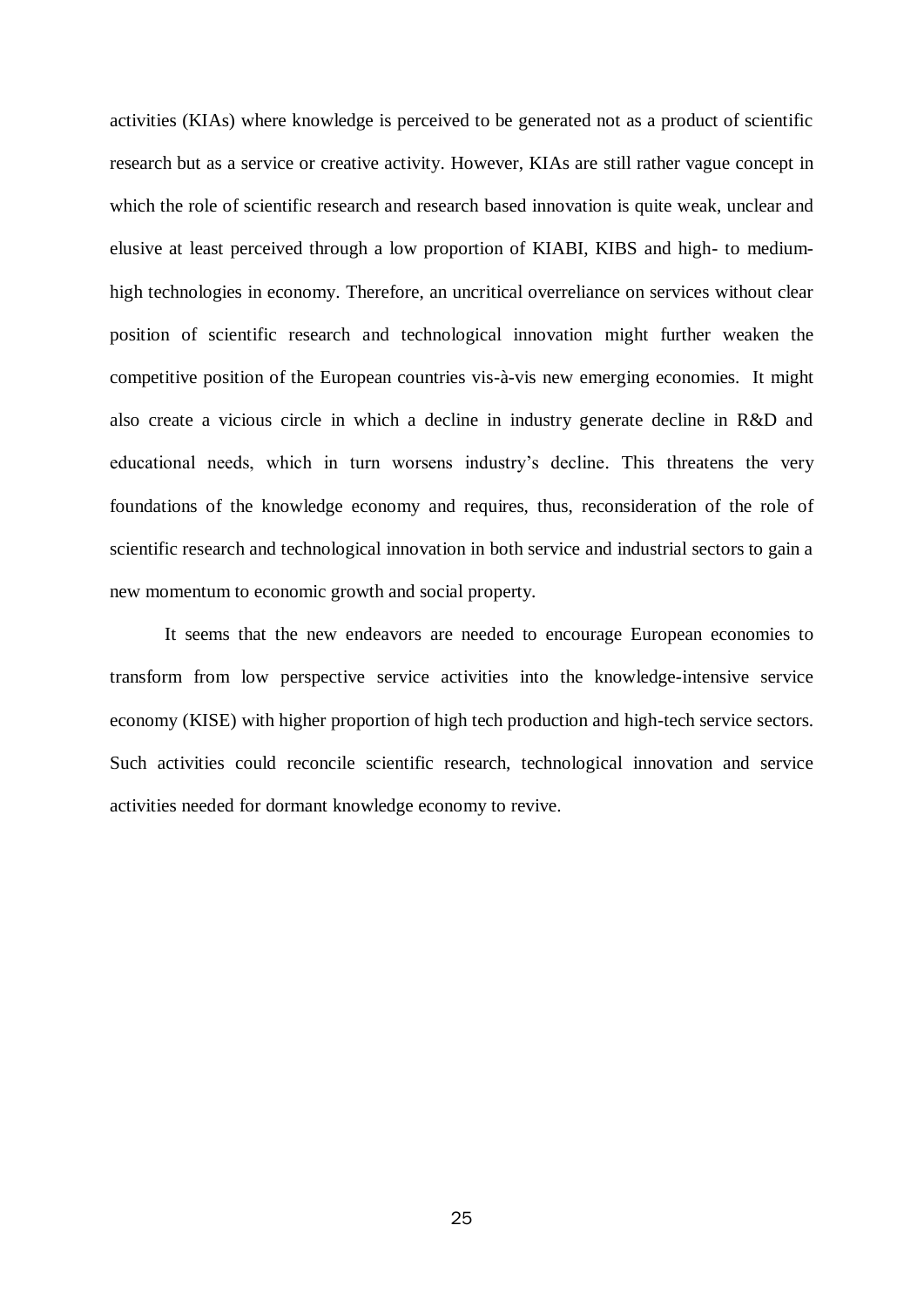activities (KIAs) where knowledge is perceived to be generated not as a product of scientific research but as a service or creative activity. However, KIAs are still rather vague concept in which the role of scientific research and research based innovation is quite weak, unclear and elusive at least perceived through a low proportion of KIABI, KIBS and high- to medium-high technologies in economy. Therefore, an uncritical overreliance on services without clear position of scientific research and technological innovation might further weaken the competitive position of the European countries vis-à-vis new emerging economies. It might also create a vicious circle in which a decline in industry generate decline in R&D and educational needs, which in turn worsens industry's decline. This threatens the very foundations of the knowledge economy and requires, thus, reconsideration of the role of scientific research and technological innovation in both service and industrial sectors to gain a new momentum to economic growth and social property.

It seems that the new endeavors are needed to encourage European economies to transform from low perspective service activities into the knowledge-intensive service economy (KISE) with higher proportion of high tech production and high-tech service sectors. Such activities could reconcile scientific research, technological innovation and service activities needed for dormant knowledge economy to revive.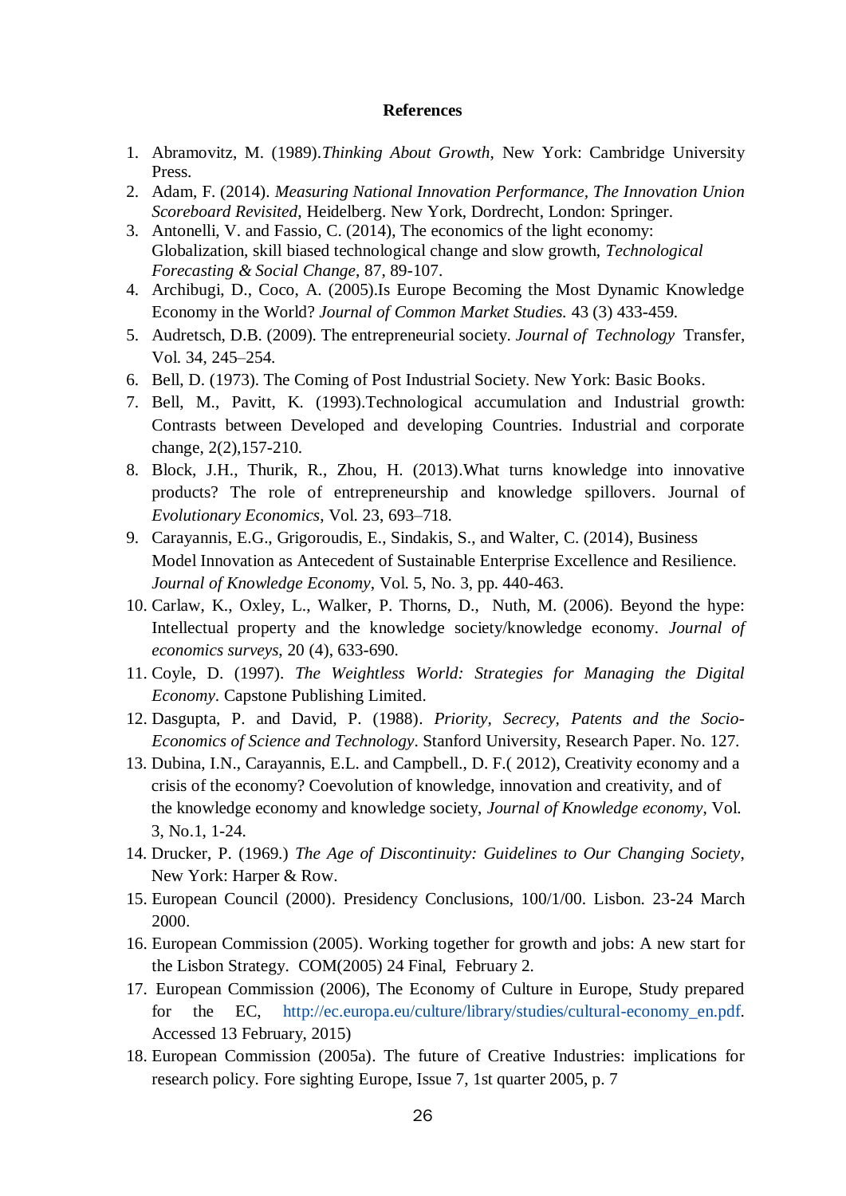**References**

1. Abramovitz, M. (1989).*Thinking About Growth*, New York: Cambridge University Press.
2. Adam, F. (2014). *Measuring National Innovation Performance, The Innovation Union Scoreboard Revisited*, Heidelberg. New York, Dordrecht, London: Springer.
3. Antonelli, V. and Fassio, C. (2014), The economics of the light economy: Globalization, skill biased technological change and slow growth, *Technological Forecasting & Social Change*, 87, 89-107.
4. Archibugi, D., Coco, A. (2005).Is Europe Becoming the Most Dynamic Knowledge Economy in the World? *Journal of Common Market Studies.* 43 (3) 433-459.
5. Audretsch, D.B. (2009). The entrepreneurial society. *Journal of Technology* Transfer, Vol. 34, 245–254.
6. Bell, D. (1973). The Coming of Post Industrial Society. New York: Basic Books.
7. Bell, M., Pavitt, K. (1993).Technological accumulation and Industrial growth: Contrasts between Developed and developing Countries. Industrial and corporate change, 2(2),157-210.
8. Block, J.H., Thurik, R., Zhou, H. (2013).What turns knowledge into innovative products? The role of entrepreneurship and knowledge spillovers. Journal of *Evolutionary Economics*, Vol. 23, 693–718.
9. Carayannis, E.G., Grigoroudis, E., Sindakis, S., and Walter, C. (2014), Business Model Innovation as Antecedent of Sustainable Enterprise Excellence and Resilience. *Journal of Knowledge Economy*, Vol. 5, No. 3, pp. 440-463.
10. Carlaw, K., Oxley, L., Walker, P. Thorns, D., Nuth, M. (2006). Beyond the hype: Intellectual property and the knowledge society/knowledge economy. *Journal of economics surveys*, 20 (4), 633-690.
11. Coyle, D. (1997). *The Weightless World: Strategies for Managing the Digital Economy*. Capstone Publishing Limited.
12. Dasgupta, P. and David, P. (1988). *Priority, Secrecy, Patents and the Socio-Economics of Science and Technology*. Stanford University, Research Paper. No. 127.
13. Dubina, I.N., Carayannis, E.L. and Campbell., D. F.( 2012), Creativity economy and a crisis of the economy? Coevolution of knowledge, innovation and creativity, and of the knowledge economy and knowledge society, *Journal of Knowledge economy*, Vol. 3, No.1, 1-24.
14. Drucker, P. (1969.) *The Age of Discontinuity: Guidelines to Our Changing Society*, New York: Harper & Row.
15. European Council (2000). Presidency Conclusions, 100/1/00. Lisbon. 23-24 March 2000.
16. European Commission (2005). Working together for growth and jobs: A new start for the Lisbon Strategy. COM(2005) 24 Final, February 2.
17. European Commission (2006), The Economy of Culture in Europe, Study prepared for the EC, http://ec.europa.eu/culture/library/studies/cultural-economy_en.pdf. Accessed 13 February, 2015)
18. European Commission (2005a). The future of Creative Industries: implications for research policy. Fore sighting Europe, Issue 7, 1st quarter 2005, p. 7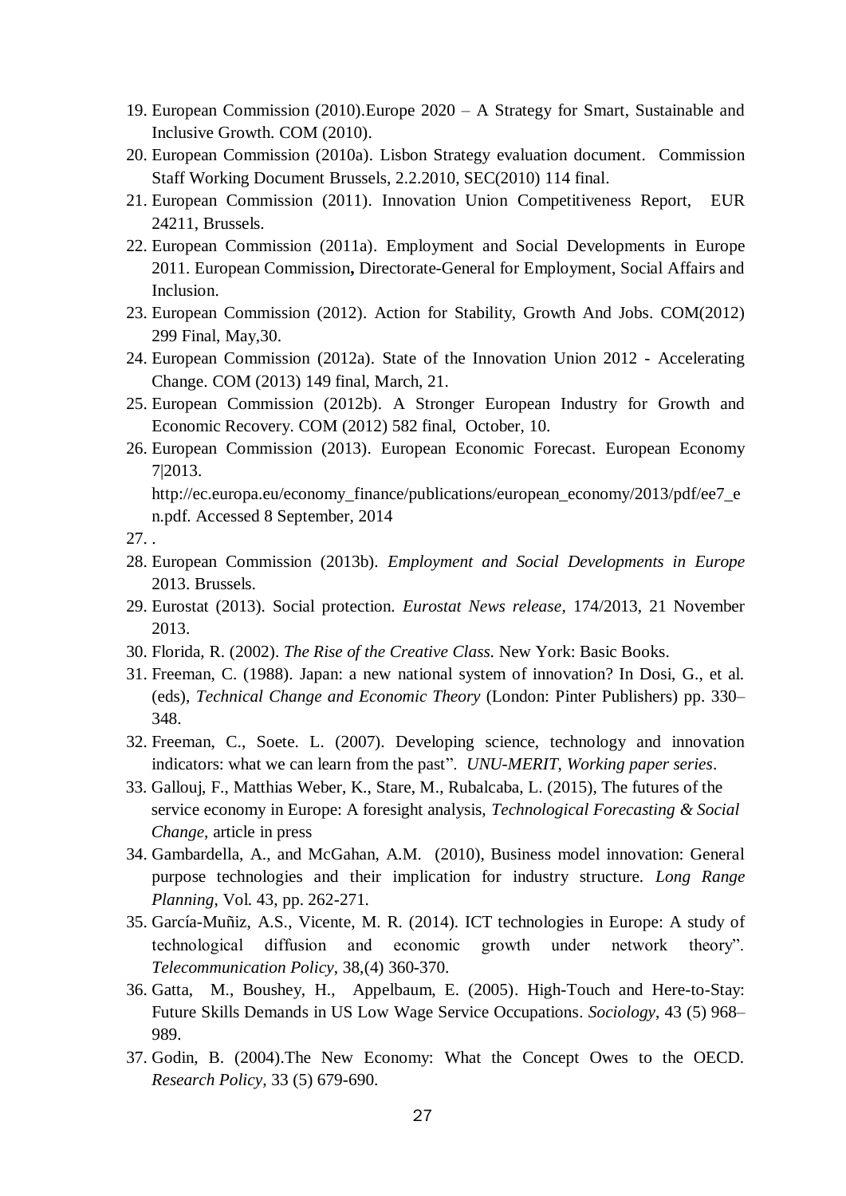19. European Commission (2010).Europe 2020 – A Strategy for Smart, Sustainable and Inclusive Growth. COM (2010).
20. European Commission (2010a). Lisbon Strategy evaluation document. Commission Staff Working Document Brussels, 2.2.2010, SEC(2010) 114 final.
21. European Commission (2011). Innovation Union Competitiveness Report, EUR 24211, Brussels.
22. European Commission (2011a). Employment and Social Developments in Europe 2011. European Commission**,** Directorate-General for Employment, Social Affairs and Inclusion.
23. European Commission (2012). Action for Stability, Growth And Jobs. COM(2012) 299 Final, May,30.
24. European Commission (2012a). State of the Innovation Union 2012 - Accelerating Change. COM (2013) 149 final, March, 21.
25. European Commission (2012b). A Stronger European Industry for Growth and Economic Recovery. COM (2012) 582 final, October, 10.
26. European Commission (2013). European Economic Forecast. European Economy 7|2013. http://ec.europa.eu/economy_finance/publications/european_economy/2013/pdf/ee7_en.pdf. Accessed 8 September, 2014
27. .
28. European Commission (2013b). *Employment and Social Developments in Europe* 2013. Brussels.
29. Eurostat (2013). Social protection. *Eurostat News release*, 174/2013, 21 November 2013.
30. Florida, R. (2002). *The Rise of the Creative Class*. New York: Basic Books.
31. Freeman, C. (1988). Japan: a new national system of innovation? In Dosi, G., et al. (eds), *Technical Change and Economic Theory* (London: Pinter Publishers) pp. 330–348.
32. Freeman, C., Soete. L. (2007). Developing science, technology and innovation indicators: what we can learn from the past". *UNU-MERIT, Working paper series*.
33. Gallouj, F., Matthias Weber, K., Stare, M., Rubalcaba, L. (2015), The futures of the service economy in Europe: A foresight analysis, *Technological Forecasting & Social Change*, article in press
34. Gambardella, A., and McGahan, A.M. (2010), Business model innovation: General purpose technologies and their implication for industry structure. *Long Range Planning*, Vol. 43, pp. 262-271.
35. García-Muñiz, A.S., Vicente, M. R. (2014). ICT technologies in Europe: A study of technological diffusion and economic growth under network theory". *Telecommunication Policy*, 38,(4) 360-370.
36. Gatta, M., Boushey, H., Appelbaum, E. (2005). High-Touch and Here-to-Stay: Future Skills Demands in US Low Wage Service Occupations. *Sociology*, 43 (5) 968–989.
37. Godin, B. (2004).The New Economy: What the Concept Owes to the OECD. *Research Policy*, 33 (5) 679-690.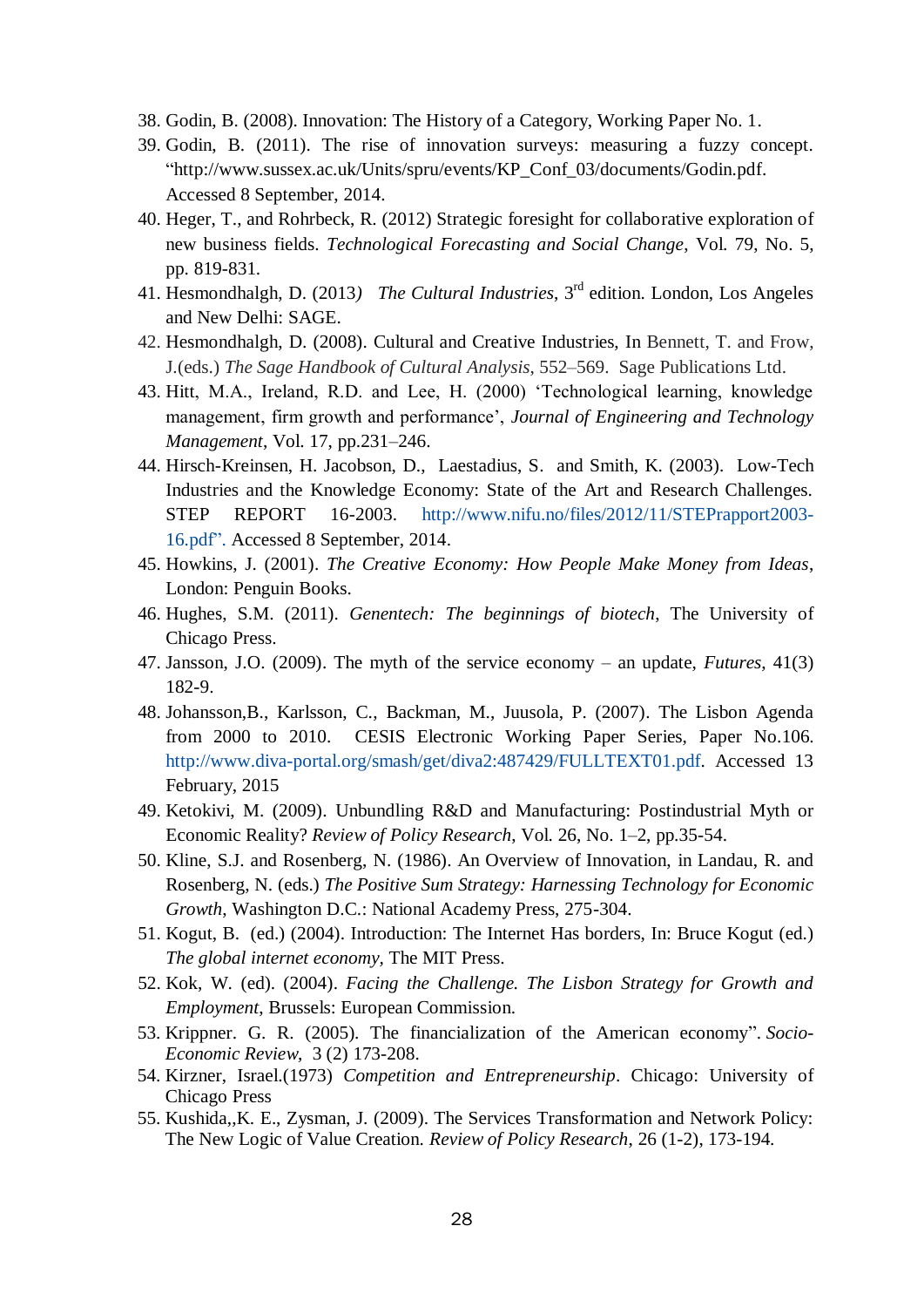38. Godin, B. (2008). Innovation: The History of a Category, Working Paper No. 1.
39. Godin, B. (2011). The rise of innovation surveys: measuring a fuzzy concept. "http://www.sussex.ac.uk/Units/spru/events/KP_Conf_03/documents/Godin.pdf. Accessed 8 September, 2014.
40. Heger, T., and Rohrbeck, R. (2012) Strategic foresight for collaborative exploration of new business fields. *Technological Forecasting and Social Change*, Vol. 79, No. 5, pp. 819-831.
41. Hesmondhalgh, D. (2013*)* *The Cultural Industries*, 3rd edition. London, Los Angeles and New Delhi: SAGE.
42. Hesmondhalgh, D. (2008). Cultural and Creative Industries, In Bennett, T. and Frow, J.(eds.) *The Sage Handbook of Cultural Analysis*, 552–569. Sage Publications Ltd.
43. Hitt, M.A., Ireland, R.D. and Lee, H. (2000) 'Technological learning, knowledge management, firm growth and performance', *Journal of Engineering and Technology Management*, Vol. 17, pp.231–246.
44. Hirsch-Kreinsen, H. Jacobson, D., Laestadius, S. and Smith, K. (2003). Low-Tech Industries and the Knowledge Economy: State of the Art and Research Challenges. STEP REPORT 16-2003. http://www.nifu.no/files/2012/11/STEPrapport2003-16.pdf". Accessed 8 September, 2014.
45. Howkins, J. (2001). *The Creative Economy: How People Make Money from Ideas*, London: Penguin Books.
46. Hughes, S.M. (2011). *Genentech: The beginnings of biotech*, The University of Chicago Press.
47. Jansson, J.O. (2009). The myth of the service economy – an update, *Futures*, 41(3) 182-9.
48. Johansson,B., Karlsson, C., Backman, M., Juusola, P. (2007). The Lisbon Agenda from 2000 to 2010. CESIS Electronic Working Paper Series, Paper No.106. http://www.diva-portal.org/smash/get/diva2:487429/FULLTEXT01.pdf. Accessed 13 February, 2015
49. Ketokivi, M. (2009). Unbundling R&D and Manufacturing: Postindustrial Myth or Economic Reality? *Review of Policy Research*, Vol. 26, No. 1–2, pp.35-54.
50. Kline, S.J. and Rosenberg, N. (1986). An Overview of Innovation, in Landau, R. and Rosenberg, N. (eds.) *The Positive Sum Strategy: Harnessing Technology for Economic Growth*, Washington D.C.: National Academy Press, 275-304.
51. Kogut, B. (ed.) (2004). Introduction: The Internet Has borders, In: Bruce Kogut (ed.) *The global internet economy*, The MIT Press.
52. Kok, W. (ed). (2004). *Facing the Challenge. The Lisbon Strategy for Growth and Employment*, Brussels: European Commission.
53. Krippner. G. R. (2005). The financialization of the American economy". *Socio-Economic Review*, 3 (2) 173-208.
54. Kirzner, Israel.(1973) *Competition and Entrepreneurship*. Chicago: University of Chicago Press
55. Kushida,,K. E., Zysman, J. (2009). The Services Transformation and Network Policy: The New Logic of Value Creation. *Review of Policy Research*, 26 (1-2), 173-194.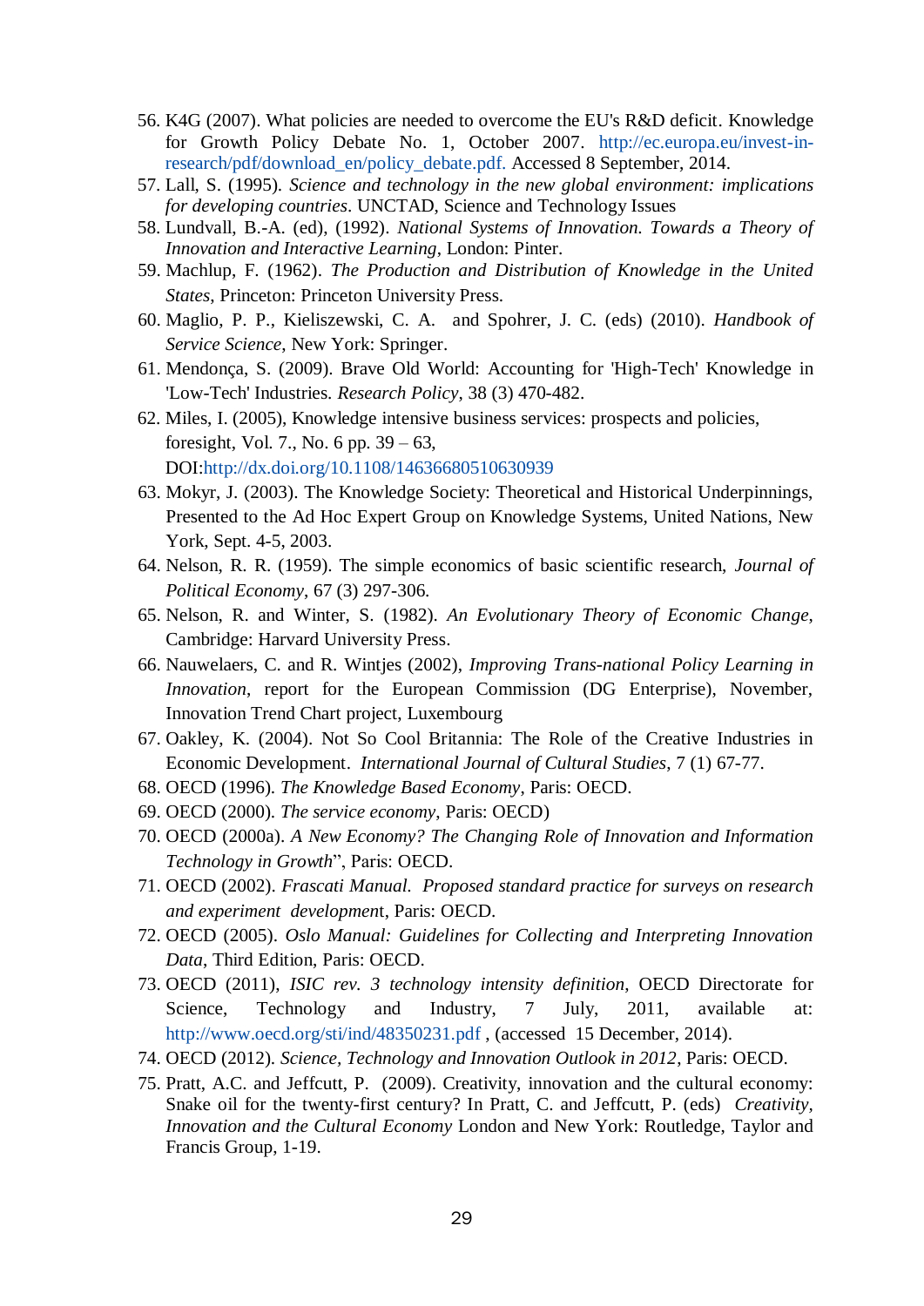56. K4G (2007). What policies are needed to overcome the EU's R&D deficit. Knowledge for Growth Policy Debate No. 1, October 2007. http://ec.europa.eu/invest-in-research/pdf/download_en/policy_debate.pdf. Accessed 8 September, 2014.
57. Lall, S. (1995). *Science and technology in the new global environment: implications for developing countries*. UNCTAD, Science and Technology Issues
58. Lundvall, B.-A. (ed), (1992). *National Systems of Innovation. Towards a Theory of Innovation and Interactive Learning*, London: Pinter.
59. Machlup, F. (1962). *The Production and Distribution of Knowledge in the United States*, Princeton: Princeton University Press.
60. Maglio, P. P., Kieliszewski, C. A. and Spohrer, J. C. (eds) (2010). *Handbook of Service Science*, New York: Springer.
61. Mendonça, S. (2009). Brave Old World: Accounting for 'High-Tech' Knowledge in 'Low-Tech' Industries. *Research Policy*, 38 (3) 470-482.
62. Miles, I. (2005), Knowledge intensive business services: prospects and policies, foresight, Vol. 7., No. 6 pp. 39 – 63, DOI:http://dx.doi.org/10.1108/14636680510630939
63. Mokyr, J. (2003). The Knowledge Society: Theoretical and Historical Underpinnings, Presented to the Ad Hoc Expert Group on Knowledge Systems, United Nations, New York, Sept. 4-5, 2003.
64. Nelson, R. R. (1959). The simple economics of basic scientific research, *Journal of Political Economy*, 67 (3) 297-306.
65. Nelson, R. and Winter, S. (1982). *An Evolutionary Theory of Economic Change*, Cambridge: Harvard University Press.
66. Nauwelaers, C. and R. Wintjes (2002), *Improving Trans-national Policy Learning in Innovation*, report for the European Commission (DG Enterprise), November, Innovation Trend Chart project, Luxembourg
67. Oakley, K. (2004). Not So Cool Britannia: The Role of the Creative Industries in Economic Development. *International Journal of Cultural Studies*, 7 (1) 67-77.
68. OECD (1996). *The Knowledge Based Economy*, Paris: OECD.
69. OECD (2000). *The service economy*, Paris: OECD)
70. OECD (2000a). *A New Economy? The Changing Role of Innovation and Information Technology in Growth*", Paris: OECD.
71. OECD (2002). *Frascati Manual. Proposed standard practice for surveys on research and experiment development*, Paris: OECD.
72. OECD (2005). *Oslo Manual: Guidelines for Collecting and Interpreting Innovation Data*, Third Edition, Paris: OECD.
73. OECD (2011), *ISIC rev. 3 technology intensity definition*, OECD Directorate for Science, Technology and Industry, 7 July, 2011, available at: http://www.oecd.org/sti/ind/48350231.pdf , (accessed 15 December, 2014).
74. OECD (2012). *Science, Technology and Innovation Outlook in 2012*, Paris: OECD.
75. Pratt, A.C. and Jeffcutt, P. (2009). Creativity, innovation and the cultural economy: Snake oil for the twenty-first century? In Pratt, C. and Jeffcutt, P. (eds) *Creativity, Innovation and the Cultural Economy* London and New York: Routledge, Taylor and Francis Group, 1-19.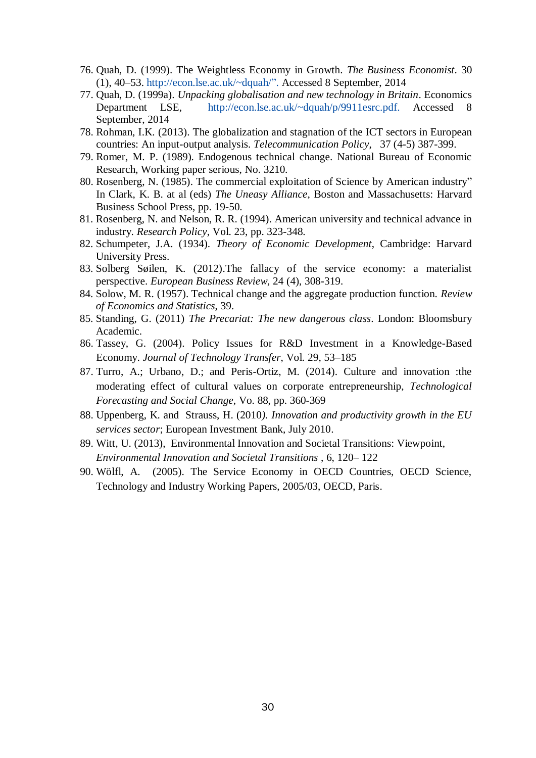76. Quah, D. (1999). The Weightless Economy in Growth. *The Business Economist*. 30 (1), 40–53. http://econ.lse.ac.uk/~dquah/". Accessed 8 September, 2014
77. Quah, D. (1999a). *Unpacking globalisation and new technology in Britain*. Economics Department LSE, http://econ.lse.ac.uk/~dquah/p/9911esrc.pdf. Accessed 8 September, 2014
78. Rohman, I.K. (2013). The globalization and stagnation of the ICT sectors in European countries: An input-output analysis. *Telecommunication Policy*, 37 (4-5) 387-399.
79. Romer, M. P. (1989). Endogenous technical change. National Bureau of Economic Research, Working paper serious, No. 3210.
80. Rosenberg, N. (1985). The commercial exploitation of Science by American industry" In Clark, K. B. at al (eds) *The Uneasy Alliance*, Boston and Massachusetts: Harvard Business School Press, pp. 19-50.
81. Rosenberg, N. and Nelson, R. R. (1994). American university and technical advance in industry. *Research Policy*, Vol. 23, pp. 323-348.
82. Schumpeter, J.A. (1934). *Theory of Economic Development*, Cambridge: Harvard University Press.
83. Solberg Søilen, K. (2012).The fallacy of the service economy: a materialist perspective. *European Business Review*, 24 (4), 308-319.
84. Solow, M. R. (1957). Technical change and the aggregate production function. *Review of Economics and Statistics*, 39.
85. Standing, G. (2011) *The Precariat: The new dangerous class*. London: Bloomsbury Academic.
86. Tassey, G. (2004). Policy Issues for R&D Investment in a Knowledge-Based Economy. *Journal of Technology Transfer*, Vol. 29, 53–185
87. Turro, A.; Urbano, D.; and Peris-Ortiz, M. (2014). Culture and innovation :the moderating effect of cultural values on corporate entrepreneurship, *Technological Forecasting and Social Change*, Vo. 88, pp. 360-369
88. Uppenberg, K. and Strauss, H. (2010*). Innovation and productivity growth in the EU services sector*; European Investment Bank, July 2010.
89. Witt, U. (2013), Environmental Innovation and Societal Transitions: Viewpoint, *Environmental Innovation and Societal Transitions* , 6, 120– 122
90. Wölfl, A. (2005). The Service Economy in OECD Countries, OECD Science, Technology and Industry Working Papers, 2005/03, OECD, Paris.